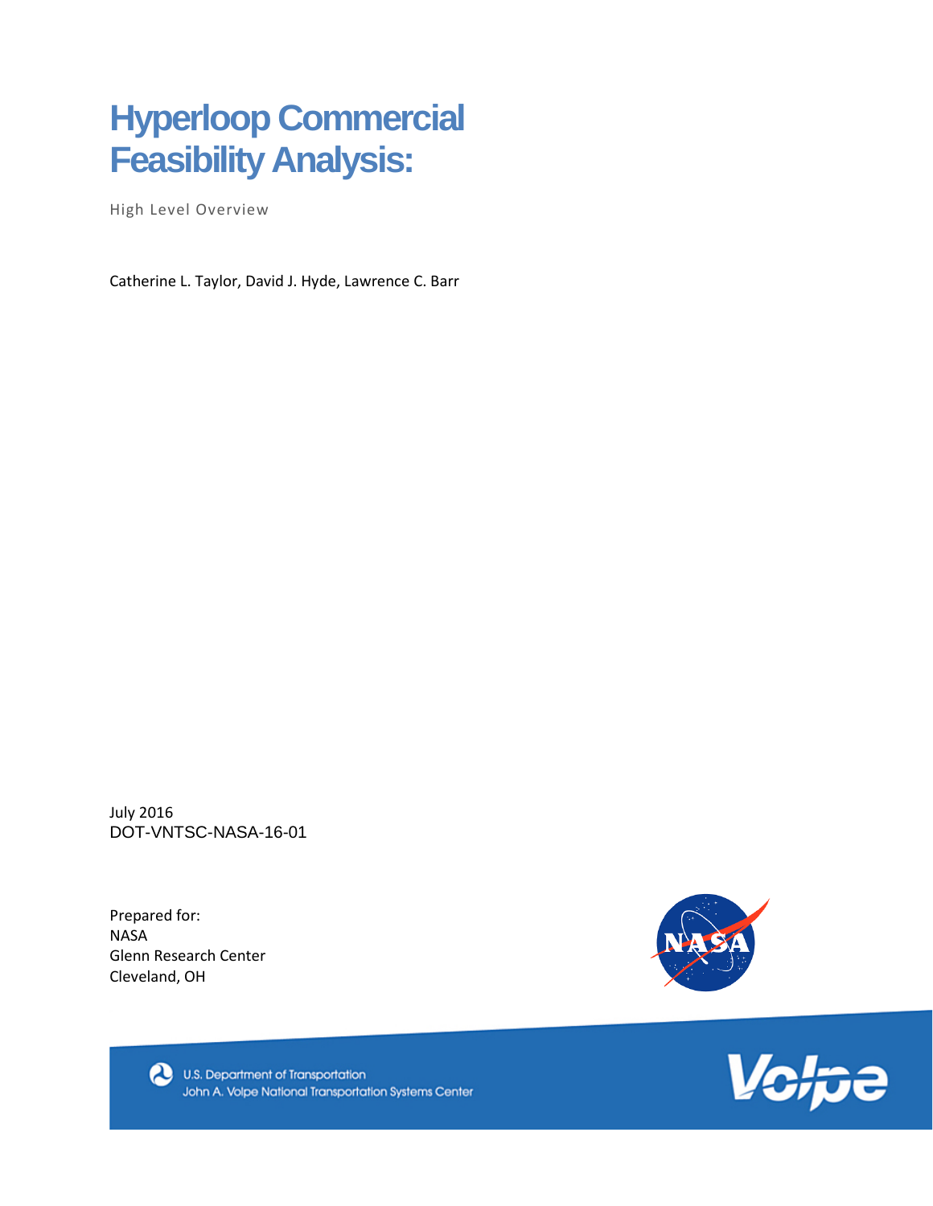# Hyperloop Commercial Feasibility Analysis:

High Level Overview

Catherine L. Taylor, David J. Hyde, Lawrence C. Barr

July 2016
DOT-VNTSC-NASA-16-01

Prepared for:
NASA
Glenn Research Center
Cleveland, OH

U.S. Department of Transportation
John A. Volpe National Transportation Systems Center

Volpe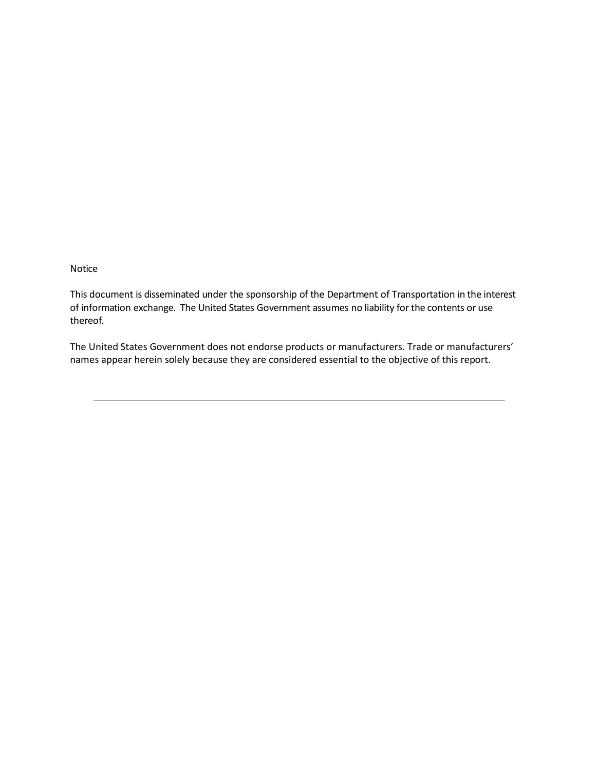Notice

This document is disseminated under the sponsorship of the Department of Transportation in the interest of information exchange. The United States Government assumes no liability for the contents or use thereof.

The United States Government does not endorse products or manufacturers. Trade or manufacturers' names appear herein solely because they are considered essential to the objective of this report.

---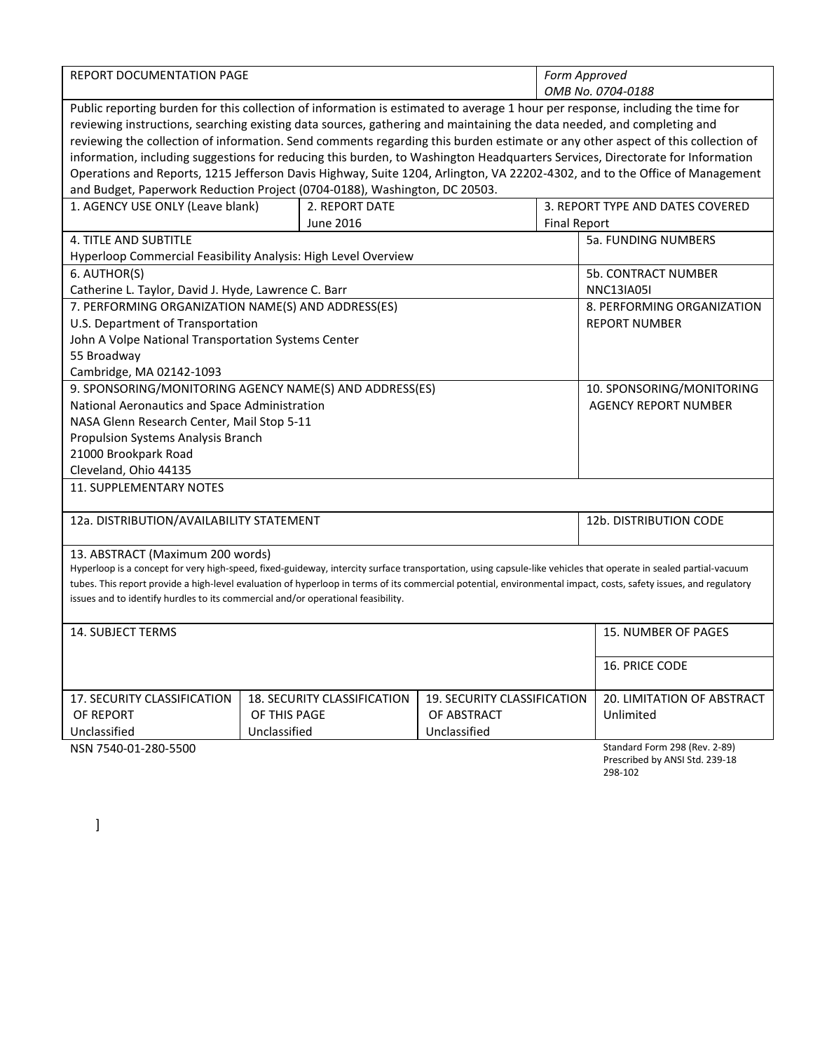| REPORT DOCUMENTATION PAGE | | | *Form Approved* *OMB No. 0704-0188* |
|---|---|---|---|
| Public reporting burden for this collection of information is estimated to average 1 hour per response, including the time for reviewing instructions, searching existing data sources, gathering and maintaining the data needed, and completing and reviewing the collection of information. Send comments regarding this burden estimate or any other aspect of this collection of information, including suggestions for reducing this burden, to Washington Headquarters Services, Directorate for Information Operations and Reports, 1215 Jefferson Davis Highway, Suite 1204, Arlington, VA 22202-4302, and to the Office of Management and Budget, Paperwork Reduction Project (0704-0188), Washington, DC 20503. | | | |
| 1. AGENCY USE ONLY (Leave blank) | 2. REPORT DATE June 2016 | | 3. REPORT TYPE AND DATES COVERED Final Report |
| 4. TITLE AND SUBTITLE Hyperloop Commercial Feasibility Analysis: High Level Overview | | | 5a. FUNDING NUMBERS |
| 6. AUTHOR(S) Catherine L. Taylor, David J. Hyde, Lawrence C. Barr | | | 5b. CONTRACT NUMBER NNC13IA05I |
| 7. PERFORMING ORGANIZATION NAME(S) AND ADDRESS(ES) U.S. Department of Transportation John A Volpe National Transportation Systems Center 55 Broadway Cambridge, MA 02142-1093 | | | 8. PERFORMING ORGANIZATION REPORT NUMBER |
| 9. SPONSORING/MONITORING AGENCY NAME(S) AND ADDRESS(ES) National Aeronautics and Space Administration NASA Glenn Research Center, Mail Stop 5-11 Propulsion Systems Analysis Branch 21000 Brookpark Road Cleveland, Ohio 44135 | | | 10. SPONSORING/MONITORING AGENCY REPORT NUMBER |
| 11. SUPPLEMENTARY NOTES | | | |
| 12a. DISTRIBUTION/AVAILABILITY STATEMENT | | | 12b. DISTRIBUTION CODE |
| 13. ABSTRACT (Maximum 200 words) Hyperloop is a concept for very high-speed, fixed-guideway, intercity surface transportation, using capsule-like vehicles that operate in sealed partial-vacuum tubes. This report provide a high-level evaluation of hyperloop in terms of its commercial potential, environmental impact, costs, safety issues, and regulatory issues and to identify hurdles to its commercial and/or operational feasibility. | | | |
| 14. SUBJECT TERMS | | | 15. NUMBER OF PAGES |
| | | | 16. PRICE CODE |
| 17. SECURITY CLASSIFICATION OF REPORT Unclassified | 18. SECURITY CLASSIFICATION OF THIS PAGE Unclassified | 19. SECURITY CLASSIFICATION OF ABSTRACT Unclassified | 20. LIMITATION OF ABSTRACT Unlimited |

NSN 7540-01-280-5500

Standard Form 298 (Rev. 2-89)
Prescribed by ANSI Std. 239-18
298-102

]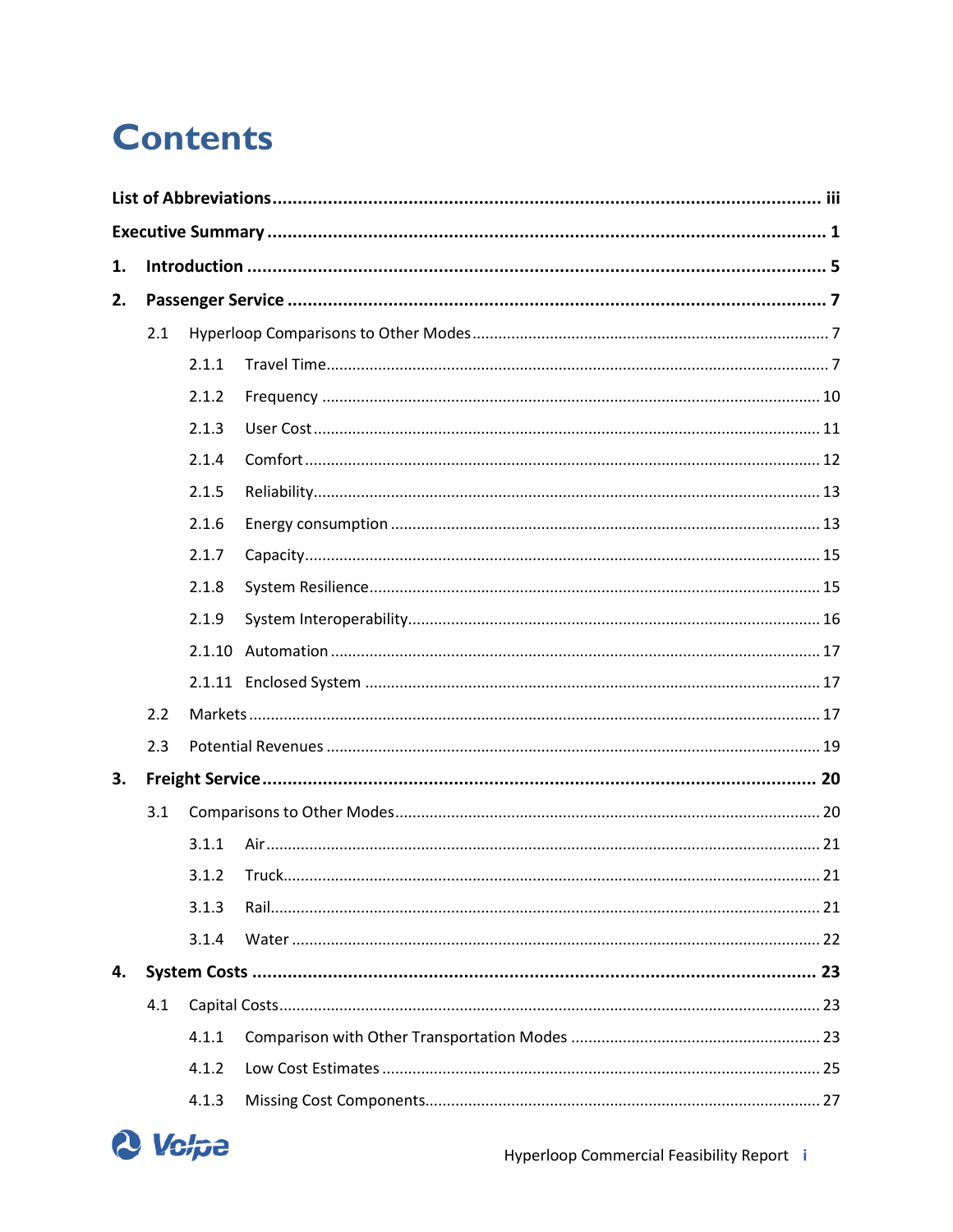# Contents

**List of Abbreviations** ..... **iii**

**Executive Summary** ..... **1**

**1. Introduction** ..... **5**

**2. Passenger Service** ..... **7**

- 2.1 Hyperloop Comparisons to Other Modes ..... 7
  - 2.1.1 Travel Time ..... 7
  - 2.1.2 Frequency ..... 10
  - 2.1.3 User Cost ..... 11
  - 2.1.4 Comfort ..... 12
  - 2.1.5 Reliability ..... 13
  - 2.1.6 Energy consumption ..... 13
  - 2.1.7 Capacity ..... 15
  - 2.1.8 System Resilience ..... 15
  - 2.1.9 System Interoperability ..... 16
  - 2.1.10 Automation ..... 17
  - 2.1.11 Enclosed System ..... 17
- 2.2 Markets ..... 17
- 2.3 Potential Revenues ..... 19

**3. Freight Service** ..... **20**

- 3.1 Comparisons to Other Modes ..... 20
  - 3.1.1 Air ..... 21
  - 3.1.2 Truck ..... 21
  - 3.1.3 Rail ..... 21
  - 3.1.4 Water ..... 22

**4. System Costs** ..... **23**

- 4.1 Capital Costs ..... 23
  - 4.1.1 Comparison with Other Transportation Modes ..... 23
  - 4.1.2 Low Cost Estimates ..... 25
  - 4.1.3 Missing Cost Components ..... 27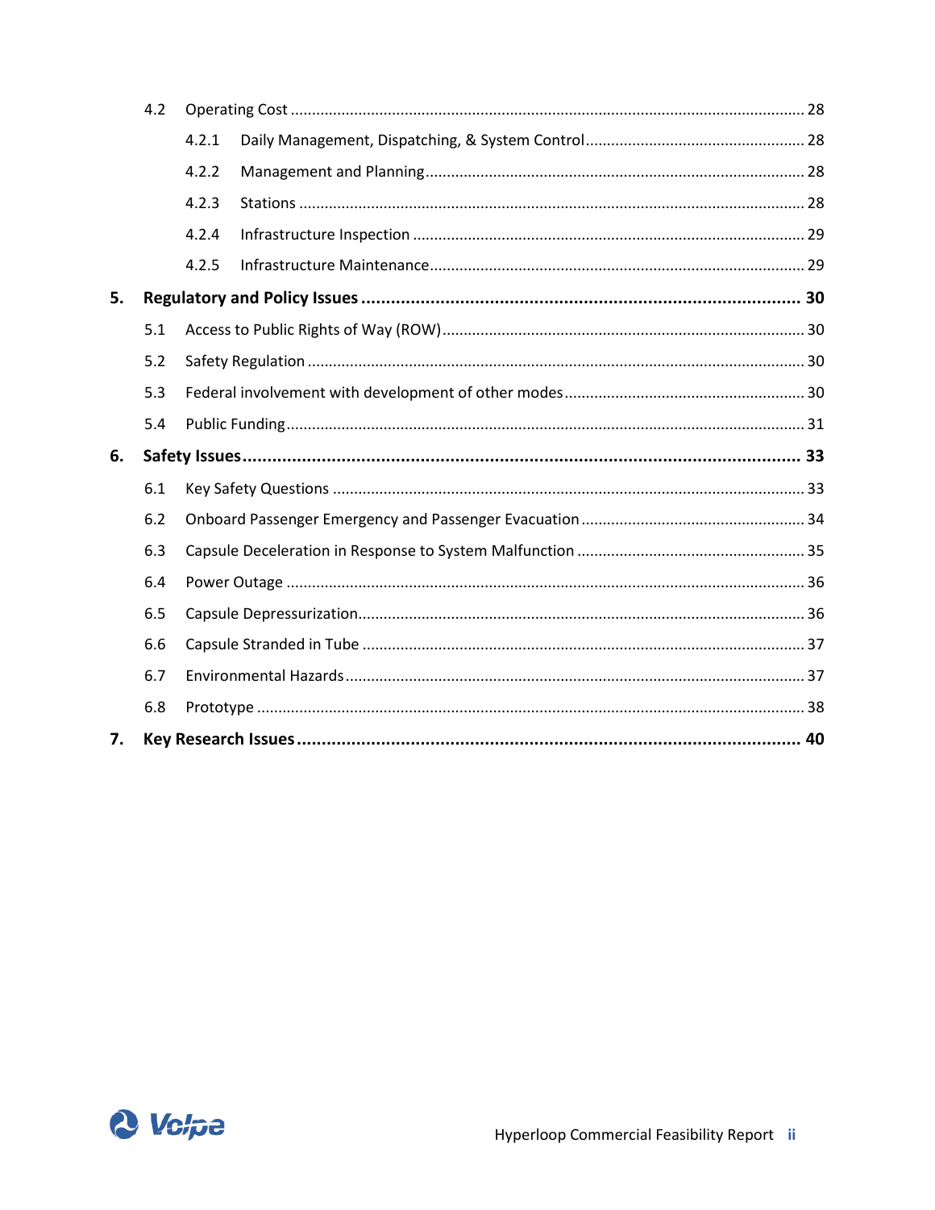- 4.2 Operating Cost ........ 28
  - 4.2.1 Daily Management, Dispatching, & System Control ........ 28
  - 4.2.2 Management and Planning ........ 28
  - 4.2.3 Stations ........ 28
  - 4.2.4 Infrastructure Inspection ........ 29
  - 4.2.5 Infrastructure Maintenance ........ 29

**5. Regulatory and Policy Issues ........ 30**

- 5.1 Access to Public Rights of Way (ROW) ........ 30
- 5.2 Safety Regulation ........ 30
- 5.3 Federal involvement with development of other modes ........ 30
- 5.4 Public Funding ........ 31

**6. Safety Issues ........ 33**

- 6.1 Key Safety Questions ........ 33
- 6.2 Onboard Passenger Emergency and Passenger Evacuation ........ 34
- 6.3 Capsule Deceleration in Response to System Malfunction ........ 35
- 6.4 Power Outage ........ 36
- 6.5 Capsule Depressurization ........ 36
- 6.6 Capsule Stranded in Tube ........ 37
- 6.7 Environmental Hazards ........ 37
- 6.8 Prototype ........ 38

**7. Key Research Issues ........ 40**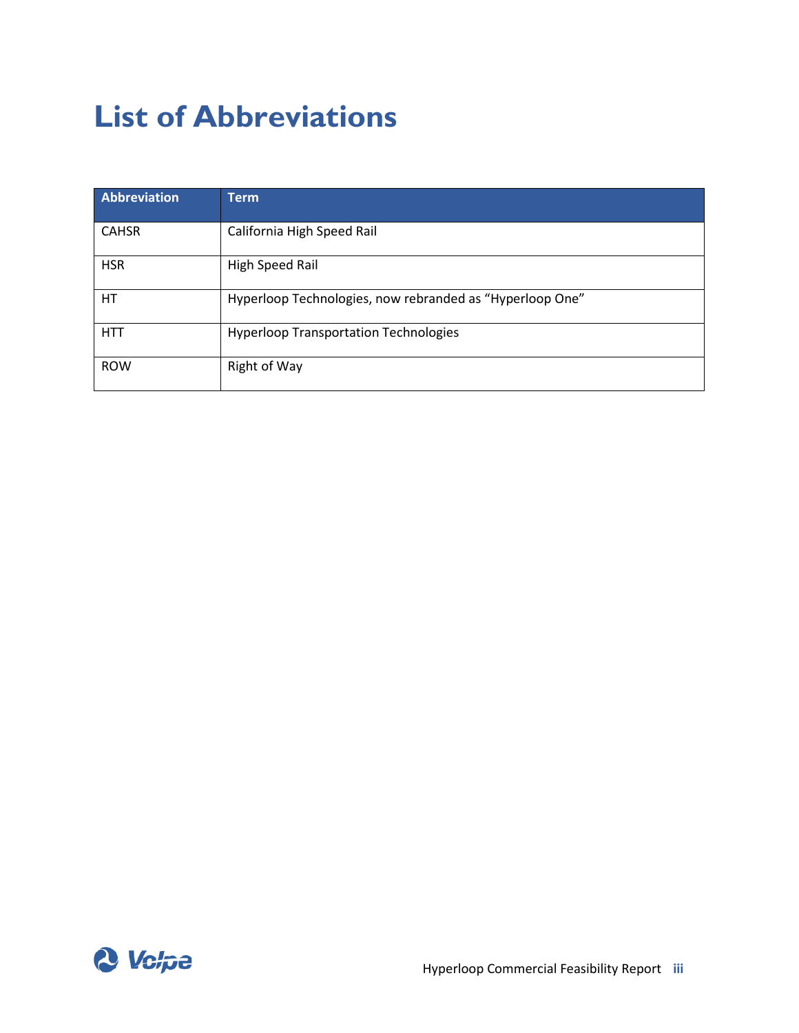# List of Abbreviations

| Abbreviation | Term |
| --- | --- |
| CAHSR | California High Speed Rail |
| HSR | High Speed Rail |
| HT | Hyperloop Technologies, now rebranded as "Hyperloop One" |
| HTT | Hyperloop Transportation Technologies |
| ROW | Right of Way |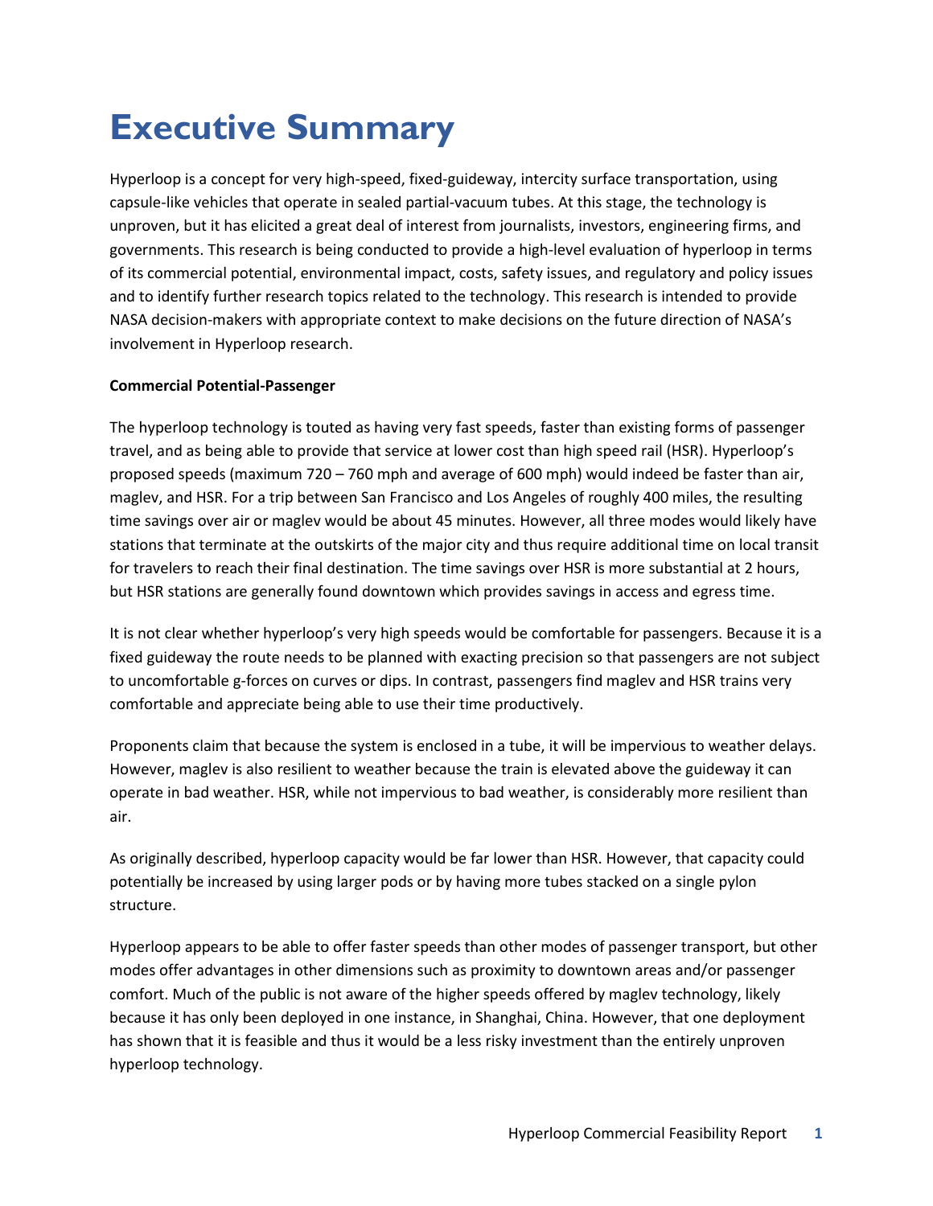# Executive Summary

Hyperloop is a concept for very high-speed, fixed-guideway, intercity surface transportation, using capsule-like vehicles that operate in sealed partial-vacuum tubes. At this stage, the technology is unproven, but it has elicited a great deal of interest from journalists, investors, engineering firms, and governments. This research is being conducted to provide a high-level evaluation of hyperloop in terms of its commercial potential, environmental impact, costs, safety issues, and regulatory and policy issues and to identify further research topics related to the technology. This research is intended to provide NASA decision-makers with appropriate context to make decisions on the future direction of NASA's involvement in Hyperloop research.

**Commercial Potential-Passenger**

The hyperloop technology is touted as having very fast speeds, faster than existing forms of passenger travel, and as being able to provide that service at lower cost than high speed rail (HSR). Hyperloop's proposed speeds (maximum 720 – 760 mph and average of 600 mph) would indeed be faster than air, maglev, and HSR. For a trip between San Francisco and Los Angeles of roughly 400 miles, the resulting time savings over air or maglev would be about 45 minutes. However, all three modes would likely have stations that terminate at the outskirts of the major city and thus require additional time on local transit for travelers to reach their final destination. The time savings over HSR is more substantial at 2 hours, but HSR stations are generally found downtown which provides savings in access and egress time.

It is not clear whether hyperloop's very high speeds would be comfortable for passengers. Because it is a fixed guideway the route needs to be planned with exacting precision so that passengers are not subject to uncomfortable g-forces on curves or dips. In contrast, passengers find maglev and HSR trains very comfortable and appreciate being able to use their time productively.

Proponents claim that because the system is enclosed in a tube, it will be impervious to weather delays. However, maglev is also resilient to weather because the train is elevated above the guideway it can operate in bad weather. HSR, while not impervious to bad weather, is considerably more resilient than air.

As originally described, hyperloop capacity would be far lower than HSR. However, that capacity could potentially be increased by using larger pods or by having more tubes stacked on a single pylon structure.

Hyperloop appears to be able to offer faster speeds than other modes of passenger transport, but other modes offer advantages in other dimensions such as proximity to downtown areas and/or passenger comfort. Much of the public is not aware of the higher speeds offered by maglev technology, likely because it has only been deployed in one instance, in Shanghai, China. However, that one deployment has shown that it is feasible and thus it would be a less risky investment than the entirely unproven hyperloop technology.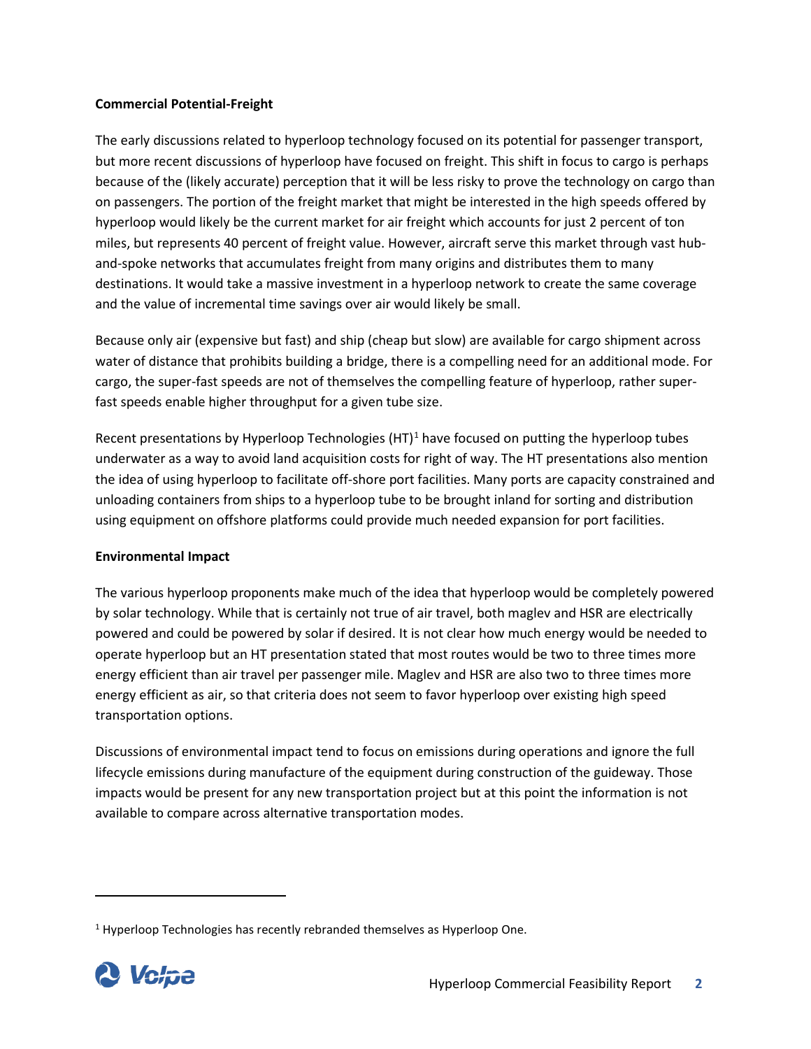**Commercial Potential-Freight**

The early discussions related to hyperloop technology focused on its potential for passenger transport, but more recent discussions of hyperloop have focused on freight. This shift in focus to cargo is perhaps because of the (likely accurate) perception that it will be less risky to prove the technology on cargo than on passengers. The portion of the freight market that might be interested in the high speeds offered by hyperloop would likely be the current market for air freight which accounts for just 2 percent of ton miles, but represents 40 percent of freight value. However, aircraft serve this market through vast hub-and-spoke networks that accumulates freight from many origins and distributes them to many destinations. It would take a massive investment in a hyperloop network to create the same coverage and the value of incremental time savings over air would likely be small.

Because only air (expensive but fast) and ship (cheap but slow) are available for cargo shipment across water of distance that prohibits building a bridge, there is a compelling need for an additional mode. For cargo, the super-fast speeds are not of themselves the compelling feature of hyperloop, rather super-fast speeds enable higher throughput for a given tube size.

Recent presentations by Hyperloop Technologies (HT)[1] have focused on putting the hyperloop tubes underwater as a way to avoid land acquisition costs for right of way. The HT presentations also mention the idea of using hyperloop to facilitate off-shore port facilities. Many ports are capacity constrained and unloading containers from ships to a hyperloop tube to be brought inland for sorting and distribution using equipment on offshore platforms could provide much needed expansion for port facilities.

**Environmental Impact**

The various hyperloop proponents make much of the idea that hyperloop would be completely powered by solar technology. While that is certainly not true of air travel, both maglev and HSR are electrically powered and could be powered by solar if desired. It is not clear how much energy would be needed to operate hyperloop but an HT presentation stated that most routes would be two to three times more energy efficient than air travel per passenger mile. Maglev and HSR are also two to three times more energy efficient as air, so that criteria does not seem to favor hyperloop over existing high speed transportation options.

Discussions of environmental impact tend to focus on emissions during operations and ignore the full lifecycle emissions during manufacture of the equipment during construction of the guideway. Those impacts would be present for any new transportation project but at this point the information is not available to compare across alternative transportation modes.

---

[1] Hyperloop Technologies has recently rebranded themselves as Hyperloop One.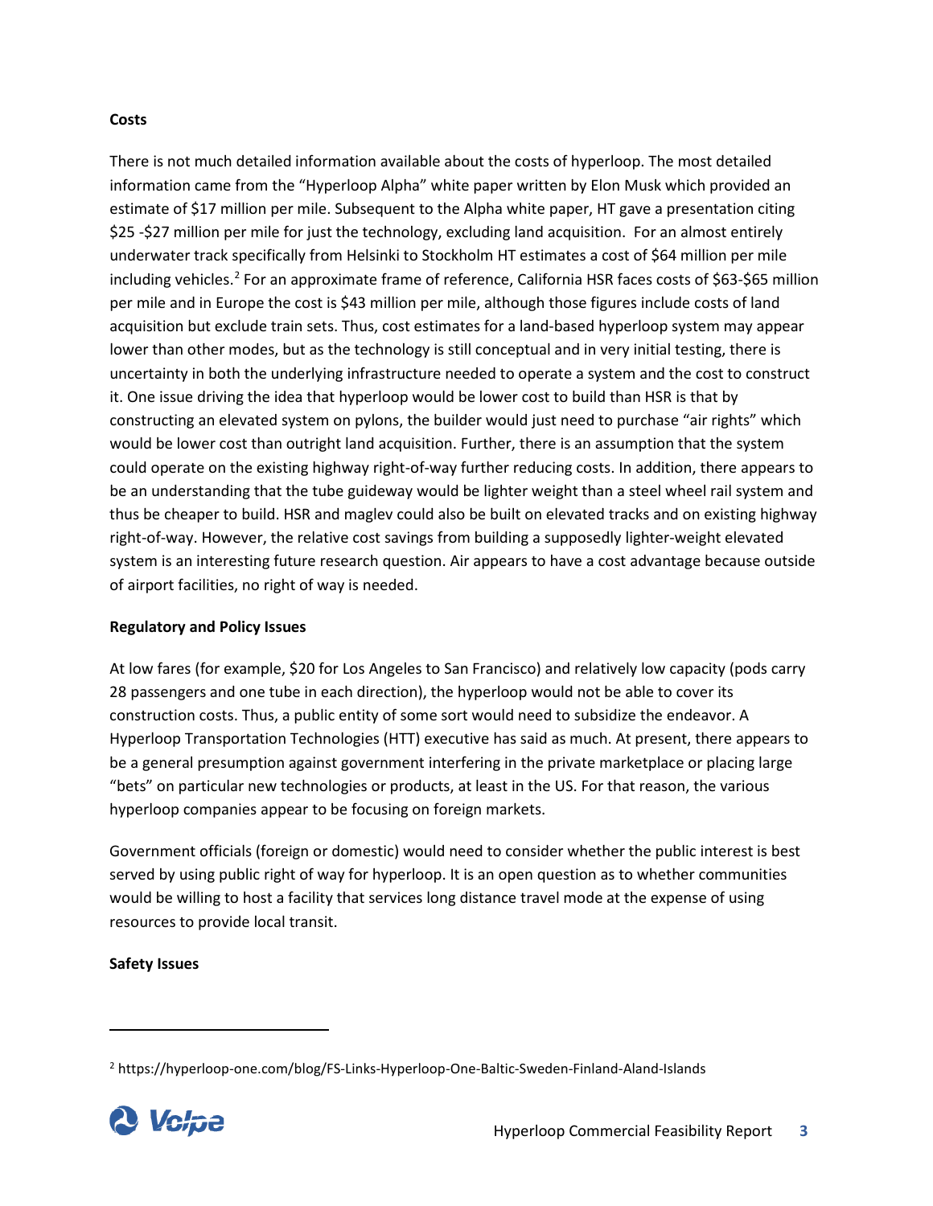**Costs**

There is not much detailed information available about the costs of hyperloop. The most detailed information came from the "Hyperloop Alpha" white paper written by Elon Musk which provided an estimate of $17 million per mile. Subsequent to the Alpha white paper, HT gave a presentation citing $25 -$27 million per mile for just the technology, excluding land acquisition. For an almost entirely underwater track specifically from Helsinki to Stockholm HT estimates a cost of $64 million per mile including vehicles.[2] For an approximate frame of reference, California HSR faces costs of $63-$65 million per mile and in Europe the cost is $43 million per mile, although those figures include costs of land acquisition but exclude train sets. Thus, cost estimates for a land-based hyperloop system may appear lower than other modes, but as the technology is still conceptual and in very initial testing, there is uncertainty in both the underlying infrastructure needed to operate a system and the cost to construct it. One issue driving the idea that hyperloop would be lower cost to build than HSR is that by constructing an elevated system on pylons, the builder would just need to purchase "air rights" which would be lower cost than outright land acquisition. Further, there is an assumption that the system could operate on the existing highway right-of-way further reducing costs. In addition, there appears to be an understanding that the tube guideway would be lighter weight than a steel wheel rail system and thus be cheaper to build. HSR and maglev could also be built on elevated tracks and on existing highway right-of-way. However, the relative cost savings from building a supposedly lighter-weight elevated system is an interesting future research question. Air appears to have a cost advantage because outside of airport facilities, no right of way is needed.

**Regulatory and Policy Issues**

At low fares (for example, $20 for Los Angeles to San Francisco) and relatively low capacity (pods carry 28 passengers and one tube in each direction), the hyperloop would not be able to cover its construction costs. Thus, a public entity of some sort would need to subsidize the endeavor. A Hyperloop Transportation Technologies (HTT) executive has said as much. At present, there appears to be a general presumption against government interfering in the private marketplace or placing large "bets" on particular new technologies or products, at least in the US. For that reason, the various hyperloop companies appear to be focusing on foreign markets.

Government officials (foreign or domestic) would need to consider whether the public interest is best served by using public right of way for hyperloop. It is an open question as to whether communities would be willing to host a facility that services long distance travel mode at the expense of using resources to provide local transit.

**Safety Issues**

---

[2] https://hyperloop-one.com/blog/FS-Links-Hyperloop-One-Baltic-Sweden-Finland-Aland-Islands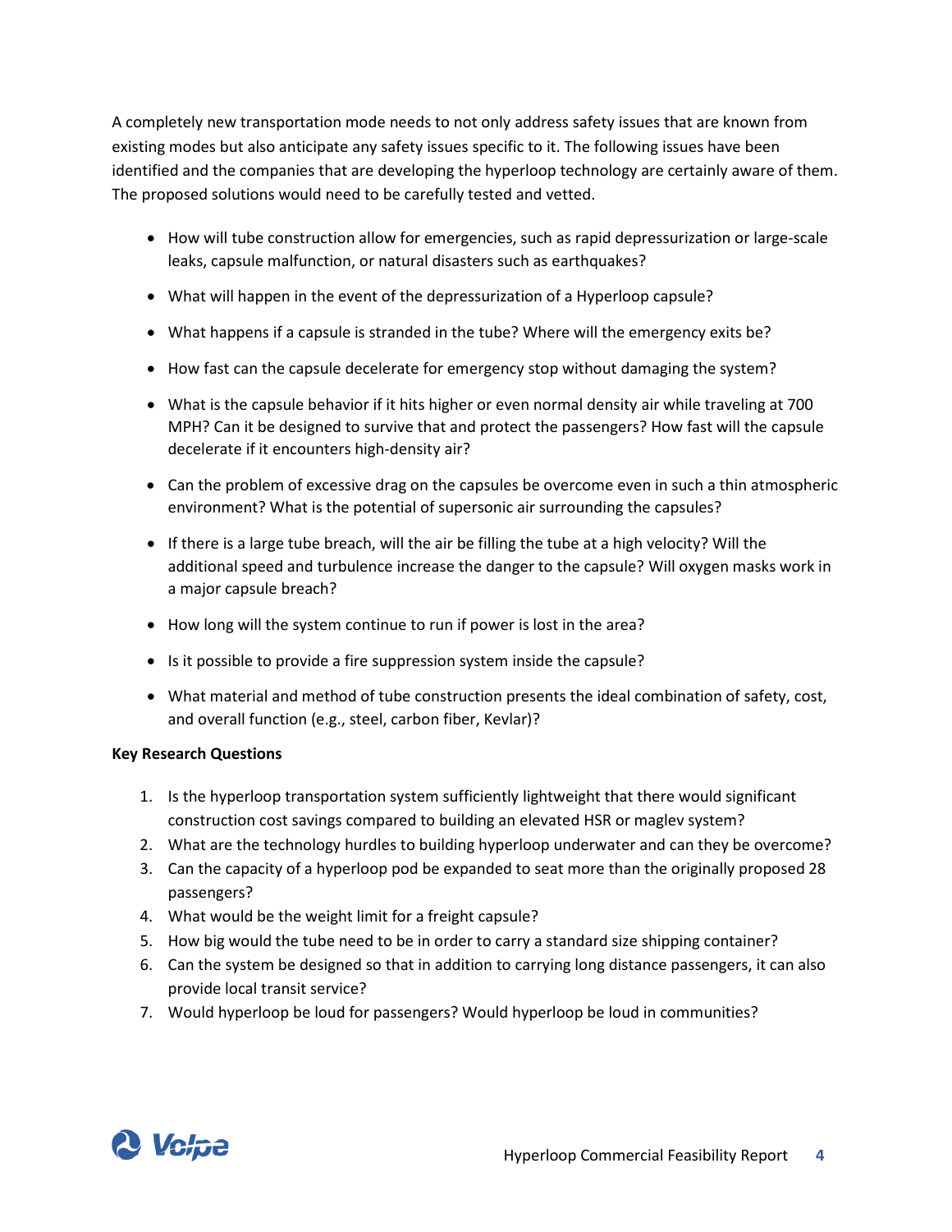A completely new transportation mode needs to not only address safety issues that are known from existing modes but also anticipate any safety issues specific to it. The following issues have been identified and the companies that are developing the hyperloop technology are certainly aware of them. The proposed solutions would need to be carefully tested and vetted.

- How will tube construction allow for emergencies, such as rapid depressurization or large-scale leaks, capsule malfunction, or natural disasters such as earthquakes?
- What will happen in the event of the depressurization of a Hyperloop capsule?
- What happens if a capsule is stranded in the tube? Where will the emergency exits be?
- How fast can the capsule decelerate for emergency stop without damaging the system?
- What is the capsule behavior if it hits higher or even normal density air while traveling at 700 MPH? Can it be designed to survive that and protect the passengers? How fast will the capsule decelerate if it encounters high-density air?
- Can the problem of excessive drag on the capsules be overcome even in such a thin atmospheric environment? What is the potential of supersonic air surrounding the capsules?
- If there is a large tube breach, will the air be filling the tube at a high velocity? Will the additional speed and turbulence increase the danger to the capsule? Will oxygen masks work in a major capsule breach?
- How long will the system continue to run if power is lost in the area?
- Is it possible to provide a fire suppression system inside the capsule?
- What material and method of tube construction presents the ideal combination of safety, cost, and overall function (e.g., steel, carbon fiber, Kevlar)?

**Key Research Questions**

1. Is the hyperloop transportation system sufficiently lightweight that there would significant construction cost savings compared to building an elevated HSR or maglev system?
2. What are the technology hurdles to building hyperloop underwater and can they be overcome?
3. Can the capacity of a hyperloop pod be expanded to seat more than the originally proposed 28 passengers?
4. What would be the weight limit for a freight capsule?
5. How big would the tube need to be in order to carry a standard size shipping container?
6. Can the system be designed so that in addition to carrying long distance passengers, it can also provide local transit service?
7. Would hyperloop be loud for passengers? Would hyperloop be loud in communities?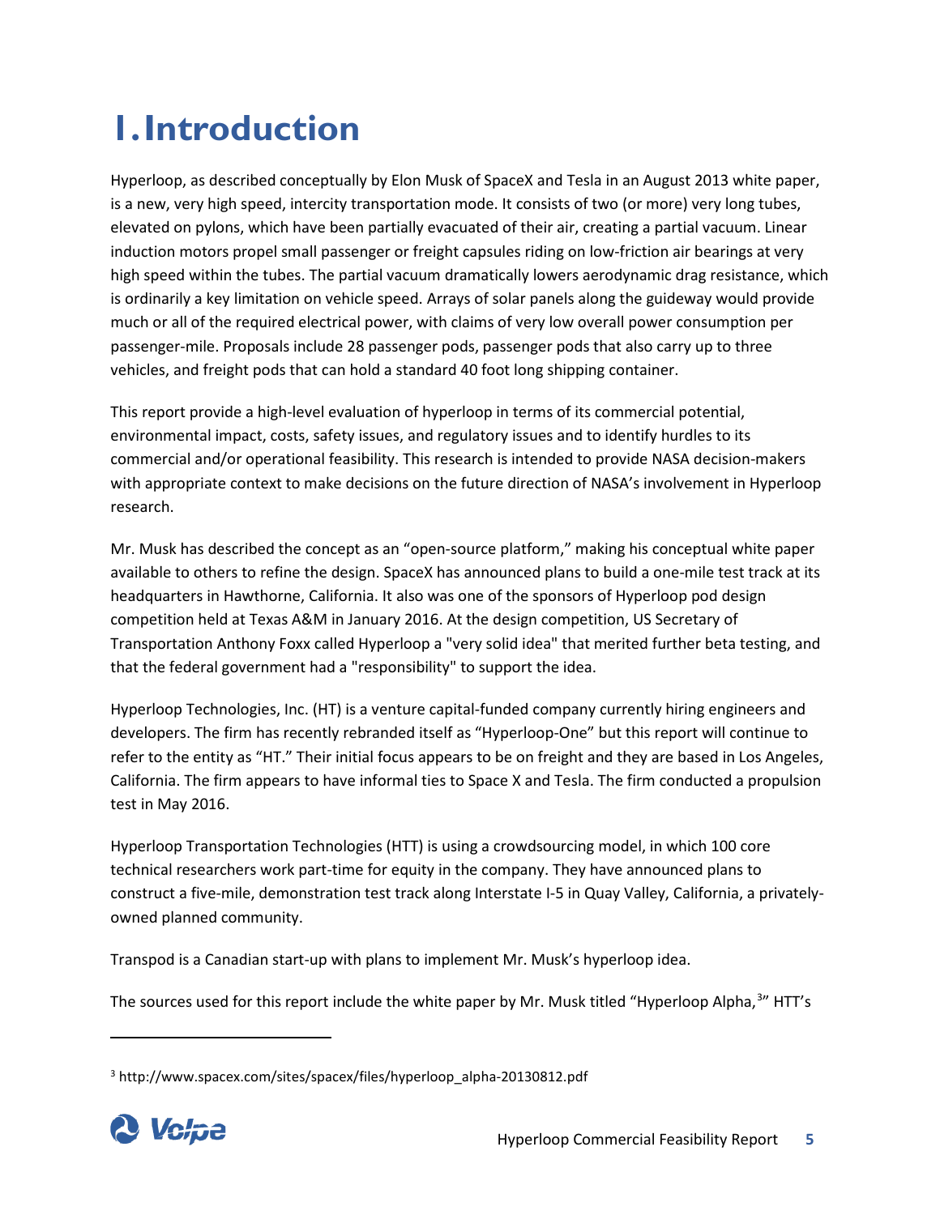# 1. Introduction

Hyperloop, as described conceptually by Elon Musk of SpaceX and Tesla in an August 2013 white paper, is a new, very high speed, intercity transportation mode. It consists of two (or more) very long tubes, elevated on pylons, which have been partially evacuated of their air, creating a partial vacuum. Linear induction motors propel small passenger or freight capsules riding on low-friction air bearings at very high speed within the tubes. The partial vacuum dramatically lowers aerodynamic drag resistance, which is ordinarily a key limitation on vehicle speed. Arrays of solar panels along the guideway would provide much or all of the required electrical power, with claims of very low overall power consumption per passenger-mile. Proposals include 28 passenger pods, passenger pods that also carry up to three vehicles, and freight pods that can hold a standard 40 foot long shipping container.

This report provide a high-level evaluation of hyperloop in terms of its commercial potential, environmental impact, costs, safety issues, and regulatory issues and to identify hurdles to its commercial and/or operational feasibility. This research is intended to provide NASA decision-makers with appropriate context to make decisions on the future direction of NASA's involvement in Hyperloop research.

Mr. Musk has described the concept as an "open-source platform," making his conceptual white paper available to others to refine the design. SpaceX has announced plans to build a one-mile test track at its headquarters in Hawthorne, California. It also was one of the sponsors of Hyperloop pod design competition held at Texas A&M in January 2016. At the design competition, US Secretary of Transportation Anthony Foxx called Hyperloop a "very solid idea" that merited further beta testing, and that the federal government had a "responsibility" to support the idea.

Hyperloop Technologies, Inc. (HT) is a venture capital-funded company currently hiring engineers and developers. The firm has recently rebranded itself as "Hyperloop-One" but this report will continue to refer to the entity as "HT." Their initial focus appears to be on freight and they are based in Los Angeles, California. The firm appears to have informal ties to Space X and Tesla. The firm conducted a propulsion test in May 2016.

Hyperloop Transportation Technologies (HTT) is using a crowdsourcing model, in which 100 core technical researchers work part-time for equity in the company. They have announced plans to construct a five-mile, demonstration test track along Interstate I-5 in Quay Valley, California, a privately-owned planned community.

Transpod is a Canadian start-up with plans to implement Mr. Musk's hyperloop idea.

The sources used for this report include the white paper by Mr. Musk titled "Hyperloop Alpha,[3]" HTT's

---

[3] http://www.spacex.com/sites/spacex/files/hyperloop_alpha-20130812.pdf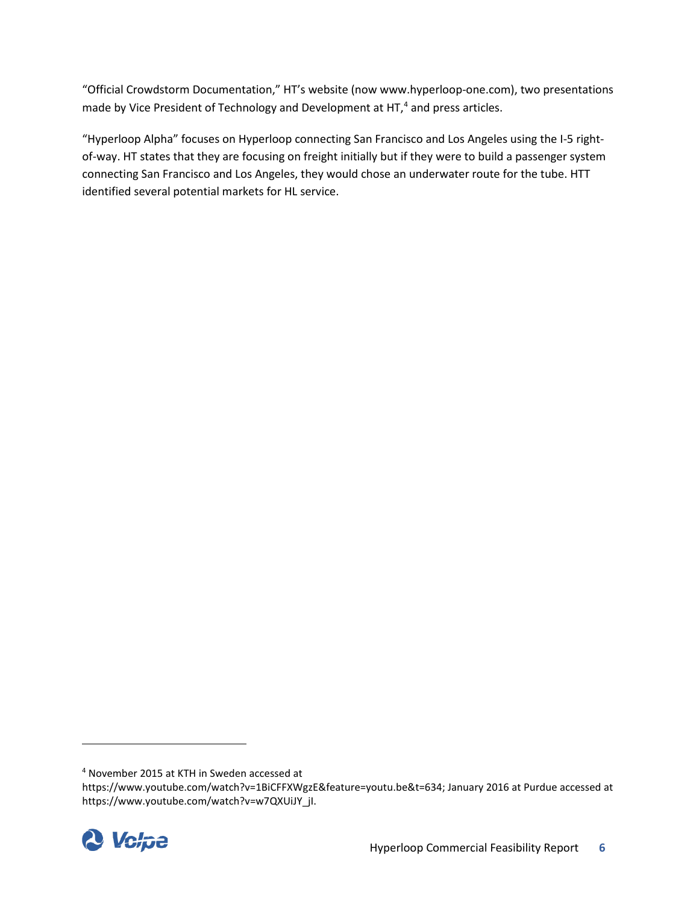"Official Crowdstorm Documentation," HT's website (now www.hyperloop-one.com), two presentations made by Vice President of Technology and Development at HT,[4] and press articles.

"Hyperloop Alpha" focuses on Hyperloop connecting San Francisco and Los Angeles using the I-5 right-of-way. HT states that they are focusing on freight initially but if they were to build a passenger system connecting San Francisco and Los Angeles, they would chose an underwater route for the tube. HTT identified several potential markets for HL service.

---

[4] November 2015 at KTH in Sweden accessed at https://www.youtube.com/watch?v=1BiCFFXWgzE&feature=youtu.be&t=634; January 2016 at Purdue accessed at https://www.youtube.com/watch?v=w7QXUiJY_jI.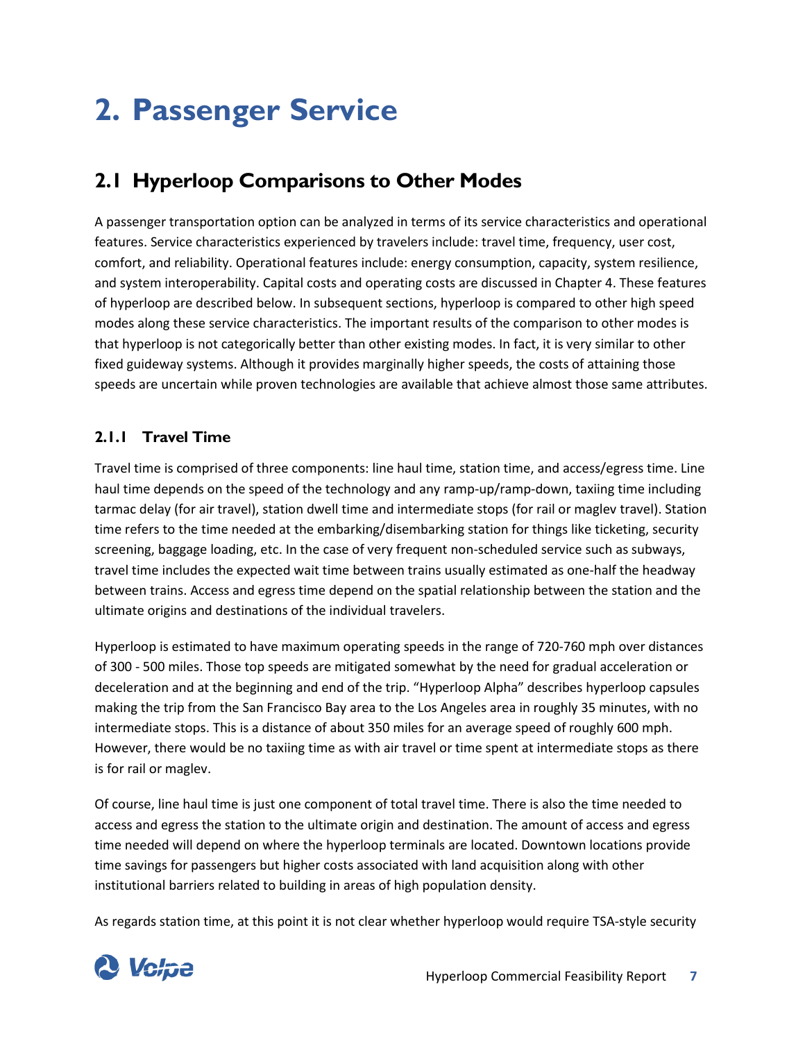# 2. Passenger Service

## 2.1 Hyperloop Comparisons to Other Modes

A passenger transportation option can be analyzed in terms of its service characteristics and operational features. Service characteristics experienced by travelers include: travel time, frequency, user cost, comfort, and reliability. Operational features include: energy consumption, capacity, system resilience, and system interoperability. Capital costs and operating costs are discussed in Chapter 4. These features of hyperloop are described below. In subsequent sections, hyperloop is compared to other high speed modes along these service characteristics. The important results of the comparison to other modes is that hyperloop is not categorically better than other existing modes. In fact, it is very similar to other fixed guideway systems. Although it provides marginally higher speeds, the costs of attaining those speeds are uncertain while proven technologies are available that achieve almost those same attributes.

### 2.1.1 Travel Time

Travel time is comprised of three components: line haul time, station time, and access/egress time. Line haul time depends on the speed of the technology and any ramp-up/ramp-down, taxiing time including tarmac delay (for air travel), station dwell time and intermediate stops (for rail or maglev travel). Station time refers to the time needed at the embarking/disembarking station for things like ticketing, security screening, baggage loading, etc. In the case of very frequent non-scheduled service such as subways, travel time includes the expected wait time between trains usually estimated as one-half the headway between trains. Access and egress time depend on the spatial relationship between the station and the ultimate origins and destinations of the individual travelers.

Hyperloop is estimated to have maximum operating speeds in the range of 720-760 mph over distances of 300 - 500 miles. Those top speeds are mitigated somewhat by the need for gradual acceleration or deceleration and at the beginning and end of the trip. "Hyperloop Alpha" describes hyperloop capsules making the trip from the San Francisco Bay area to the Los Angeles area in roughly 35 minutes, with no intermediate stops. This is a distance of about 350 miles for an average speed of roughly 600 mph. However, there would be no taxiing time as with air travel or time spent at intermediate stops as there is for rail or maglev.

Of course, line haul time is just one component of total travel time. There is also the time needed to access and egress the station to the ultimate origin and destination. The amount of access and egress time needed will depend on where the hyperloop terminals are located. Downtown locations provide time savings for passengers but higher costs associated with land acquisition along with other institutional barriers related to building in areas of high population density.

As regards station time, at this point it is not clear whether hyperloop would require TSA-style security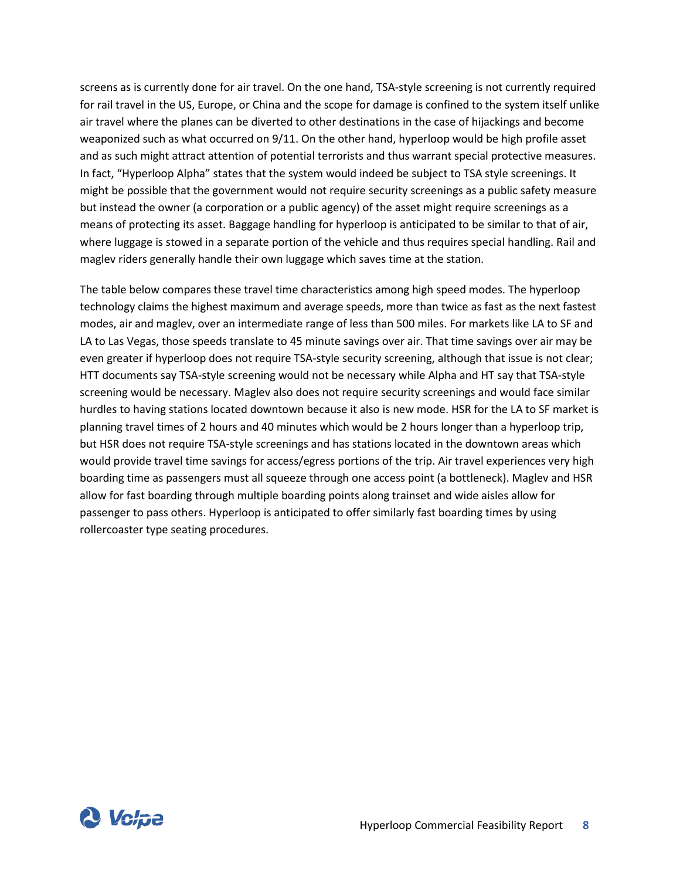screens as is currently done for air travel. On the one hand, TSA-style screening is not currently required for rail travel in the US, Europe, or China and the scope for damage is confined to the system itself unlike air travel where the planes can be diverted to other destinations in the case of hijackings and become weaponized such as what occurred on 9/11. On the other hand, hyperloop would be high profile asset and as such might attract attention of potential terrorists and thus warrant special protective measures. In fact, "Hyperloop Alpha" states that the system would indeed be subject to TSA style screenings. It might be possible that the government would not require security screenings as a public safety measure but instead the owner (a corporation or a public agency) of the asset might require screenings as a means of protecting its asset. Baggage handling for hyperloop is anticipated to be similar to that of air, where luggage is stowed in a separate portion of the vehicle and thus requires special handling. Rail and maglev riders generally handle their own luggage which saves time at the station.

The table below compares these travel time characteristics among high speed modes. The hyperloop technology claims the highest maximum and average speeds, more than twice as fast as the next fastest modes, air and maglev, over an intermediate range of less than 500 miles. For markets like LA to SF and LA to Las Vegas, those speeds translate to 45 minute savings over air. That time savings over air may be even greater if hyperloop does not require TSA-style security screening, although that issue is not clear; HTT documents say TSA-style screening would not be necessary while Alpha and HT say that TSA-style screening would be necessary. Maglev also does not require security screenings and would face similar hurdles to having stations located downtown because it also is new mode. HSR for the LA to SF market is planning travel times of 2 hours and 40 minutes which would be 2 hours longer than a hyperloop trip, but HSR does not require TSA-style screenings and has stations located in the downtown areas which would provide travel time savings for access/egress portions of the trip. Air travel experiences very high boarding time as passengers must all squeeze through one access point (a bottleneck). Maglev and HSR allow for fast boarding through multiple boarding points along trainset and wide aisles allow for passenger to pass others. Hyperloop is anticipated to offer similarly fast boarding times by using rollercoaster type seating procedures.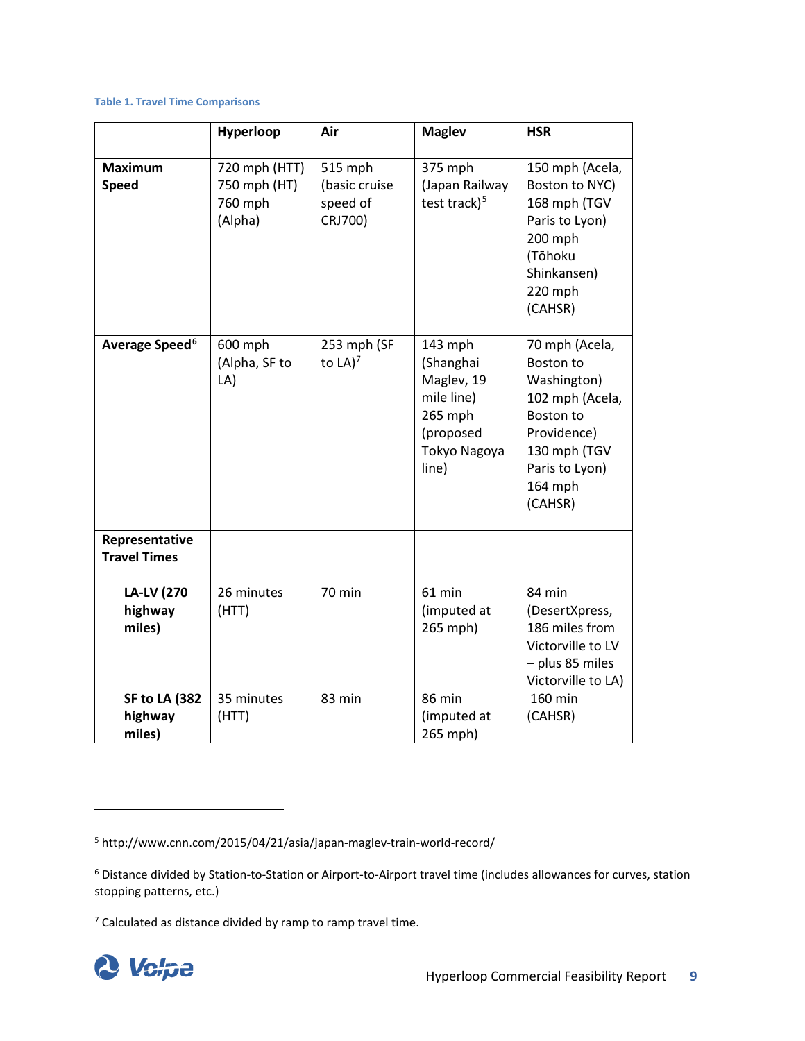**Table 1. Travel Time Comparisons**

| | Hyperloop | Air | Maglev | HSR |
|---|---|---|---|---|
| **Maximum Speed** | 720 mph (HTT) 750 mph (HT) 760 mph (Alpha) | 515 mph (basic cruise speed of CRJ700) | 375 mph (Japan Railway test track)[5] | 150 mph (Acela, Boston to NYC) 168 mph (TGV Paris to Lyon) 200 mph (Tōhoku Shinkansen) 220 mph (CAHSR) |
| **Average Speed**[6] | 600 mph (Alpha, SF to LA) | 253 mph (SF to LA)[7] | 143 mph (Shanghai Maglev, 19 mile line) 265 mph (proposed Tokyo Nagoya line) | 70 mph (Acela, Boston to Washington) 102 mph (Acela, Boston to Providence) 130 mph (TGV Paris to Lyon) 164 mph (CAHSR) |
| **Representative Travel Times** | | | | |
| **LA-LV (270 highway miles)** | 26 minutes (HTT) | 70 min | 61 min (imputed at 265 mph) | 84 min (DesertXpress, 186 miles from Victorville to LV – plus 85 miles Victorville to LA) |
| **SF to LA (382 highway miles)** | 35 minutes (HTT) | 83 min | 86 min (imputed at 265 mph) | 160 min (CAHSR) |

[5] http://www.cnn.com/2015/04/21/asia/japan-maglev-train-world-record/

[6] Distance divided by Station-to-Station or Airport-to-Airport travel time (includes allowances for curves, station stopping patterns, etc.)

[7] Calculated as distance divided by ramp to ramp travel time.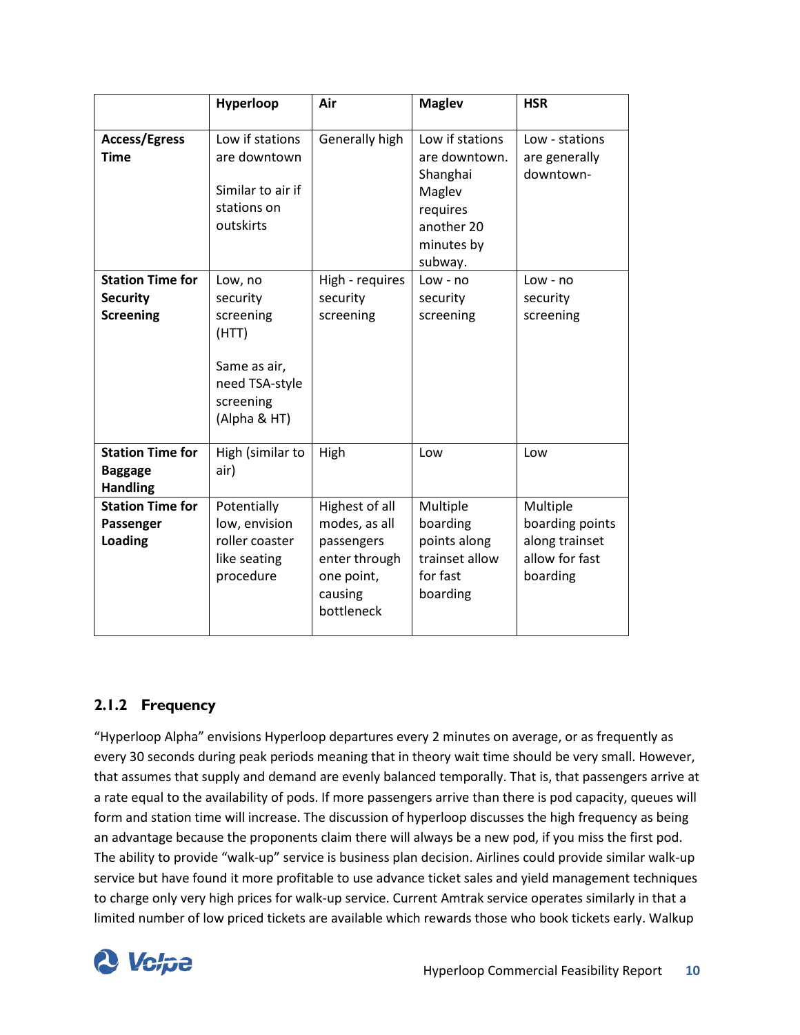| | Hyperloop | Air | Maglev | HSR |
|---|---|---|---|---|
| **Access/Egress Time** | Low if stations are downtown<br><br>Similar to air if stations on outskirts | Generally high | Low if stations are downtown. Shanghai Maglev requires another 20 minutes by subway. | Low - stations are generally downtown- |
| **Station Time for Security Screening** | Low, no security screening (HTT)<br><br>Same as air, need TSA-style screening (Alpha & HT) | High - requires security screening | Low - no security screening | Low - no security screening |
| **Station Time for Baggage Handling** | High (similar to air) | High | Low | Low |
| **Station Time for Passenger Loading** | Potentially low, envision roller coaster like seating procedure | Highest of all modes, as all passengers enter through one point, causing bottleneck | Multiple boarding points along trainset allow for fast boarding | Multiple boarding points along trainset allow for fast boarding |

### 2.1.2 Frequency

"Hyperloop Alpha" envisions Hyperloop departures every 2 minutes on average, or as frequently as every 30 seconds during peak periods meaning that in theory wait time should be very small. However, that assumes that supply and demand are evenly balanced temporally. That is, that passengers arrive at a rate equal to the availability of pods. If more passengers arrive than there is pod capacity, queues will form and station time will increase. The discussion of hyperloop discusses the high frequency as being an advantage because the proponents claim there will always be a new pod, if you miss the first pod. The ability to provide "walk-up" service is business plan decision. Airlines could provide similar walk-up service but have found it more profitable to use advance ticket sales and yield management techniques to charge only very high prices for walk-up service. Current Amtrak service operates similarly in that a limited number of low priced tickets are available which rewards those who book tickets early. Walkup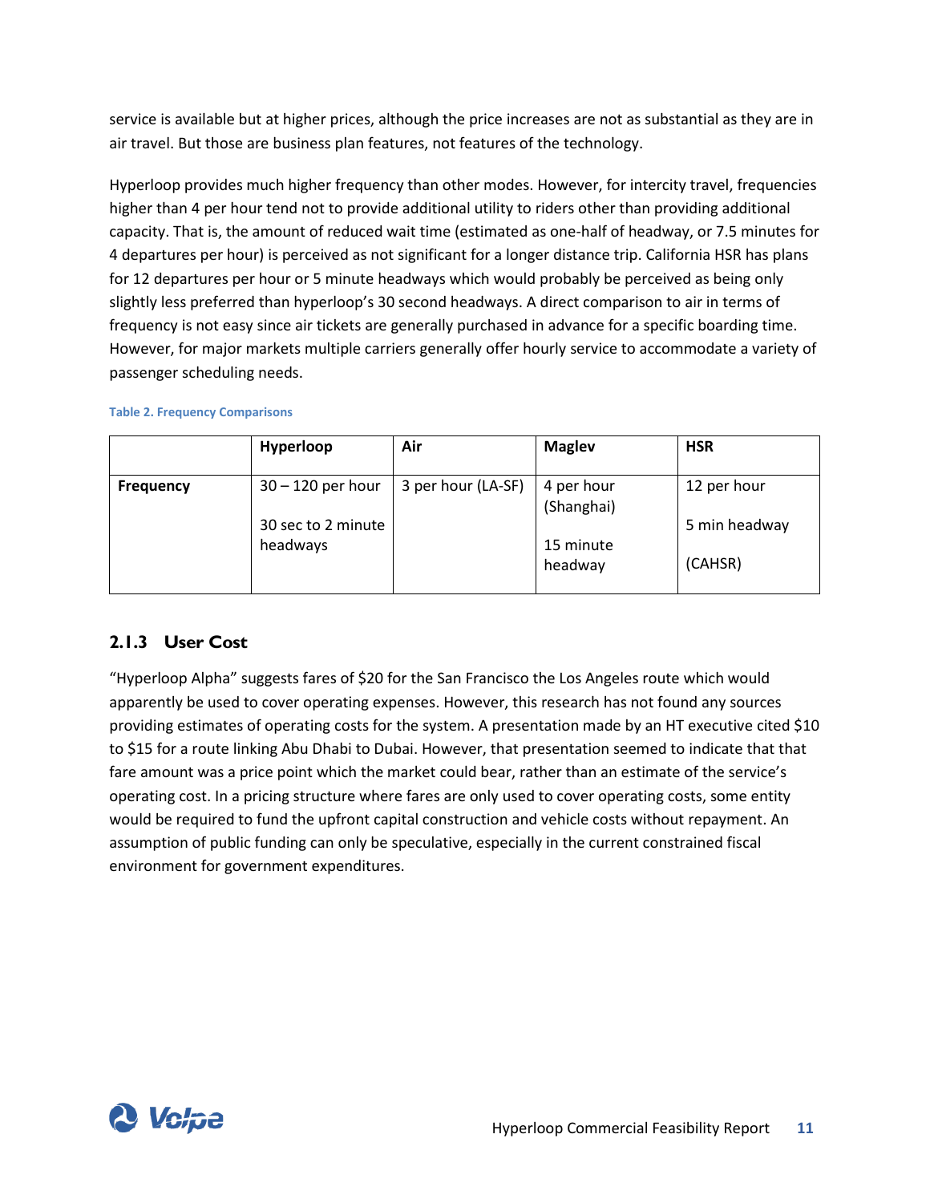service is available but at higher prices, although the price increases are not as substantial as they are in air travel. But those are business plan features, not features of the technology.

Hyperloop provides much higher frequency than other modes. However, for intercity travel, frequencies higher than 4 per hour tend not to provide additional utility to riders other than providing additional capacity. That is, the amount of reduced wait time (estimated as one-half of headway, or 7.5 minutes for 4 departures per hour) is perceived as not significant for a longer distance trip. California HSR has plans for 12 departures per hour or 5 minute headways which would probably be perceived as being only slightly less preferred than hyperloop's 30 second headways. A direct comparison to air in terms of frequency is not easy since air tickets are generally purchased in advance for a specific boarding time. However, for major markets multiple carriers generally offer hourly service to accommodate a variety of passenger scheduling needs.

**Table 2. Frequency Comparisons**

| | Hyperloop | Air | Maglev | HSR |
|---|---|---|---|---|
| **Frequency** | 30 – 120 per hour<br><br>30 sec to 2 minute headways | 3 per hour (LA-SF) | 4 per hour (Shanghai)<br><br>15 minute headway | 12 per hour<br><br>5 min headway<br><br>(CAHSR) |

### 2.1.3 User Cost

"Hyperloop Alpha" suggests fares of $20 for the San Francisco the Los Angeles route which would apparently be used to cover operating expenses. However, this research has not found any sources providing estimates of operating costs for the system. A presentation made by an HT executive cited $10 to $15 for a route linking Abu Dhabi to Dubai. However, that presentation seemed to indicate that that fare amount was a price point which the market could bear, rather than an estimate of the service's operating cost. In a pricing structure where fares are only used to cover operating costs, some entity would be required to fund the upfront capital construction and vehicle costs without repayment. An assumption of public funding can only be speculative, especially in the current constrained fiscal environment for government expenditures.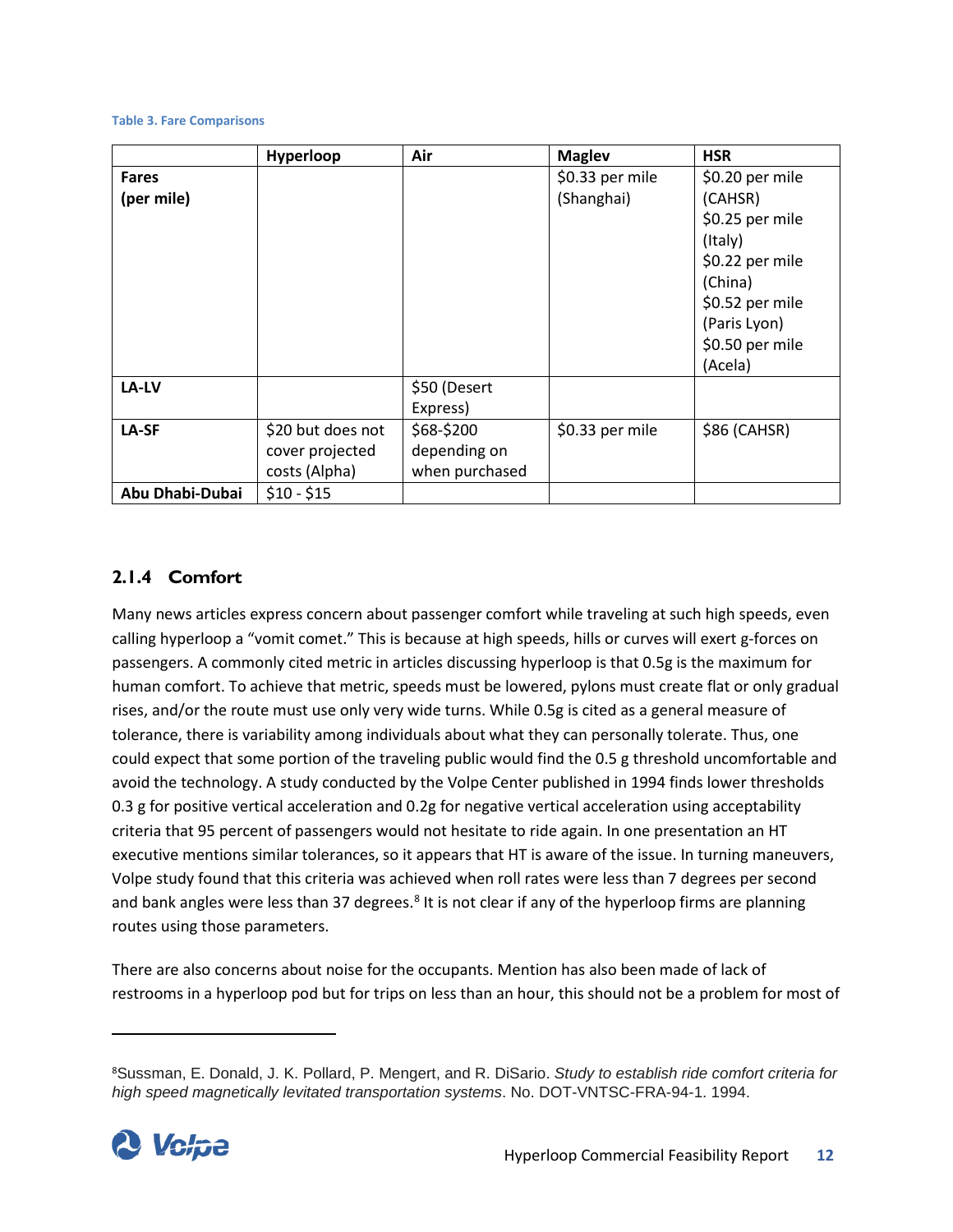**Table 3. Fare Comparisons**

| | Hyperloop | Air | Maglev | HSR |
|---|---|---|---|---|
| **Fares (per mile)** | | | $0.33 per mile (Shanghai) | $0.20 per mile (CAHSR) $0.25 per mile (Italy) $0.22 per mile (China) $0.52 per mile (Paris Lyon) $0.50 per mile (Acela) |
| **LA-LV** | | $50 (Desert Express) | | |
| **LA-SF** | $20 but does not cover projected costs (Alpha) | $68-$200 depending on when purchased | $0.33 per mile | $86 (CAHSR) |
| **Abu Dhabi-Dubai** | $10 - $15 | | | |

### 2.1.4 Comfort

Many news articles express concern about passenger comfort while traveling at such high speeds, even calling hyperloop a "vomit comet." This is because at high speeds, hills or curves will exert g-forces on passengers. A commonly cited metric in articles discussing hyperloop is that 0.5g is the maximum for human comfort. To achieve that metric, speeds must be lowered, pylons must create flat or only gradual rises, and/or the route must use only very wide turns. While 0.5g is cited as a general measure of tolerance, there is variability among individuals about what they can personally tolerate. Thus, one could expect that some portion of the traveling public would find the 0.5 g threshold uncomfortable and avoid the technology. A study conducted by the Volpe Center published in 1994 finds lower thresholds 0.3 g for positive vertical acceleration and 0.2g for negative vertical acceleration using acceptability criteria that 95 percent of passengers would not hesitate to ride again. In one presentation an HT executive mentions similar tolerances, so it appears that HT is aware of the issue. In turning maneuvers, Volpe study found that this criteria was achieved when roll rates were less than 7 degrees per second and bank angles were less than 37 degrees.[8] It is not clear if any of the hyperloop firms are planning routes using those parameters.

There are also concerns about noise for the occupants. Mention has also been made of lack of restrooms in a hyperloop pod but for trips on less than an hour, this should not be a problem for most of

[8] Sussman, E. Donald, J. K. Pollard, P. Mengert, and R. DiSario. *Study to establish ride comfort criteria for high speed magnetically levitated transportation systems*. No. DOT-VNTSC-FRA-94-1. 1994.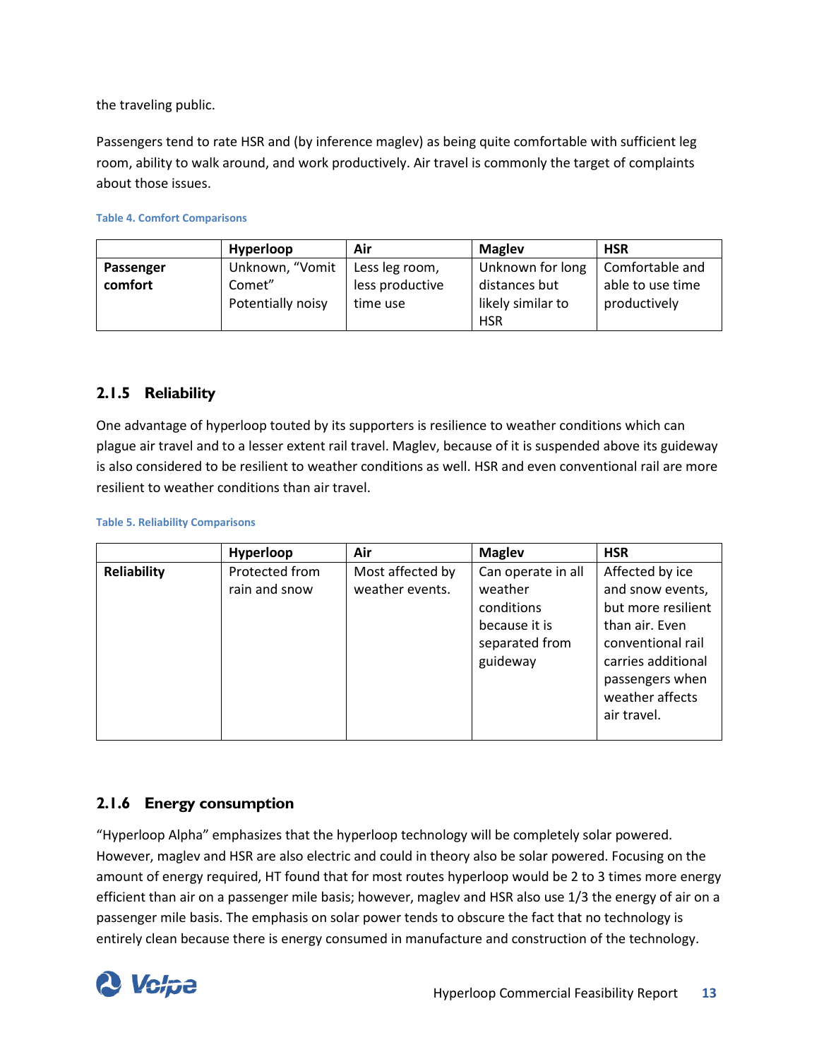the traveling public.

Passengers tend to rate HSR and (by inference maglev) as being quite comfortable with sufficient leg room, ability to walk around, and work productively. Air travel is commonly the target of complaints about those issues.

**Table 4. Comfort Comparisons**

| | Hyperloop | Air | Maglev | HSR |
|---|---|---|---|---|
| **Passenger comfort** | Unknown, "Vomit Comet" Potentially noisy | Less leg room, less productive time use | Unknown for long distances but likely similar to HSR | Comfortable and able to use time productively |

### 2.1.5 Reliability

One advantage of hyperloop touted by its supporters is resilience to weather conditions which can plague air travel and to a lesser extent rail travel. Maglev, because of it is suspended above its guideway is also considered to be resilient to weather conditions as well. HSR and even conventional rail are more resilient to weather conditions than air travel.

**Table 5. Reliability Comparisons**

| | Hyperloop | Air | Maglev | HSR |
|---|---|---|---|---|
| **Reliability** | Protected from rain and snow | Most affected by weather events. | Can operate in all weather conditions because it is separated from guideway | Affected by ice and snow events, but more resilient than air. Even conventional rail carries additional passengers when weather affects air travel. |

### 2.1.6 Energy consumption

"Hyperloop Alpha" emphasizes that the hyperloop technology will be completely solar powered. However, maglev and HSR are also electric and could in theory also be solar powered. Focusing on the amount of energy required, HT found that for most routes hyperloop would be 2 to 3 times more energy efficient than air on a passenger mile basis; however, maglev and HSR also use 1/3 the energy of air on a passenger mile basis. The emphasis on solar power tends to obscure the fact that no technology is entirely clean because there is energy consumed in manufacture and construction of the technology.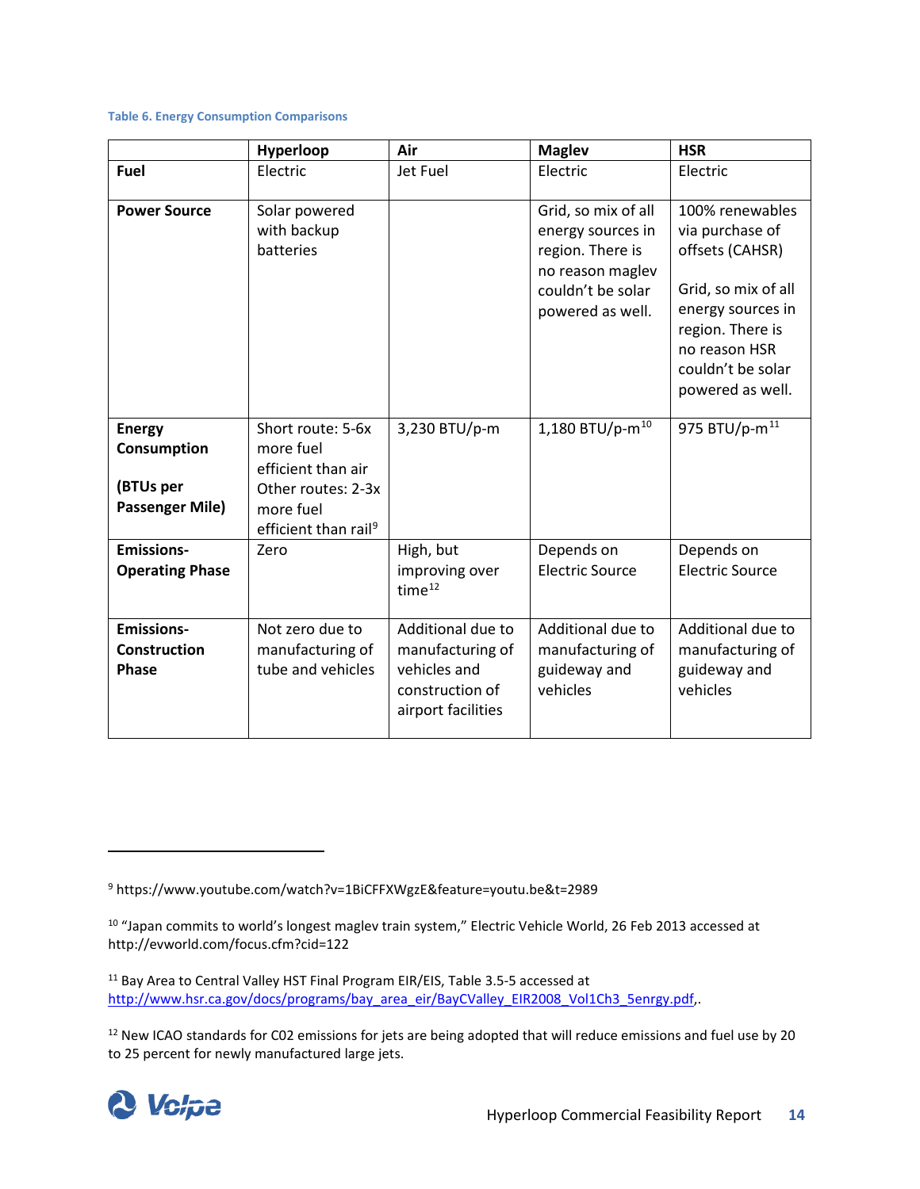**Table 6. Energy Consumption Comparisons**

| | Hyperloop | Air | Maglev | HSR |
|---|---|---|---|---|
| **Fuel** | Electric | Jet Fuel | Electric | Electric |
| **Power Source** | Solar powered with backup batteries | | Grid, so mix of all energy sources in region. There is no reason maglev couldn't be solar powered as well. | 100% renewables via purchase of offsets (CAHSR)<br><br>Grid, so mix of all energy sources in region. There is no reason HSR couldn't be solar powered as well. |
| **Energy Consumption**<br><br>**(BTUs per Passenger Mile)** | Short route: 5-6x more fuel efficient than air Other routes: 2-3x more fuel efficient than rail[9] | 3,230 BTU/p-m | 1,180 BTU/p-m[10] | 975 BTU/p-m[11] |
| **Emissions- Operating Phase** | Zero | High, but improving over time[12] | Depends on Electric Source | Depends on Electric Source |
| **Emissions- Construction Phase** | Not zero due to manufacturing of tube and vehicles | Additional due to manufacturing of vehicles and construction of airport facilities | Additional due to manufacturing of guideway and vehicles | Additional due to manufacturing of guideway and vehicles |

---

[9] https://www.youtube.com/watch?v=1BiCFFXWgzE&feature=youtu.be&t=2989

[10] "Japan commits to world's longest maglev train system," Electric Vehicle World, 26 Feb 2013 accessed at http://evworld.com/focus.cfm?cid=122

[11] Bay Area to Central Valley HST Final Program EIR/EIS, Table 3.5-5 accessed at http://www.hsr.ca.gov/docs/programs/bay_area_eir/BayCValley_EIR2008_Vol1Ch3_5enrgy.pdf,.

[12] New ICAO standards for C02 emissions for jets are being adopted that will reduce emissions and fuel use by 20 to 25 percent for newly manufactured large jets.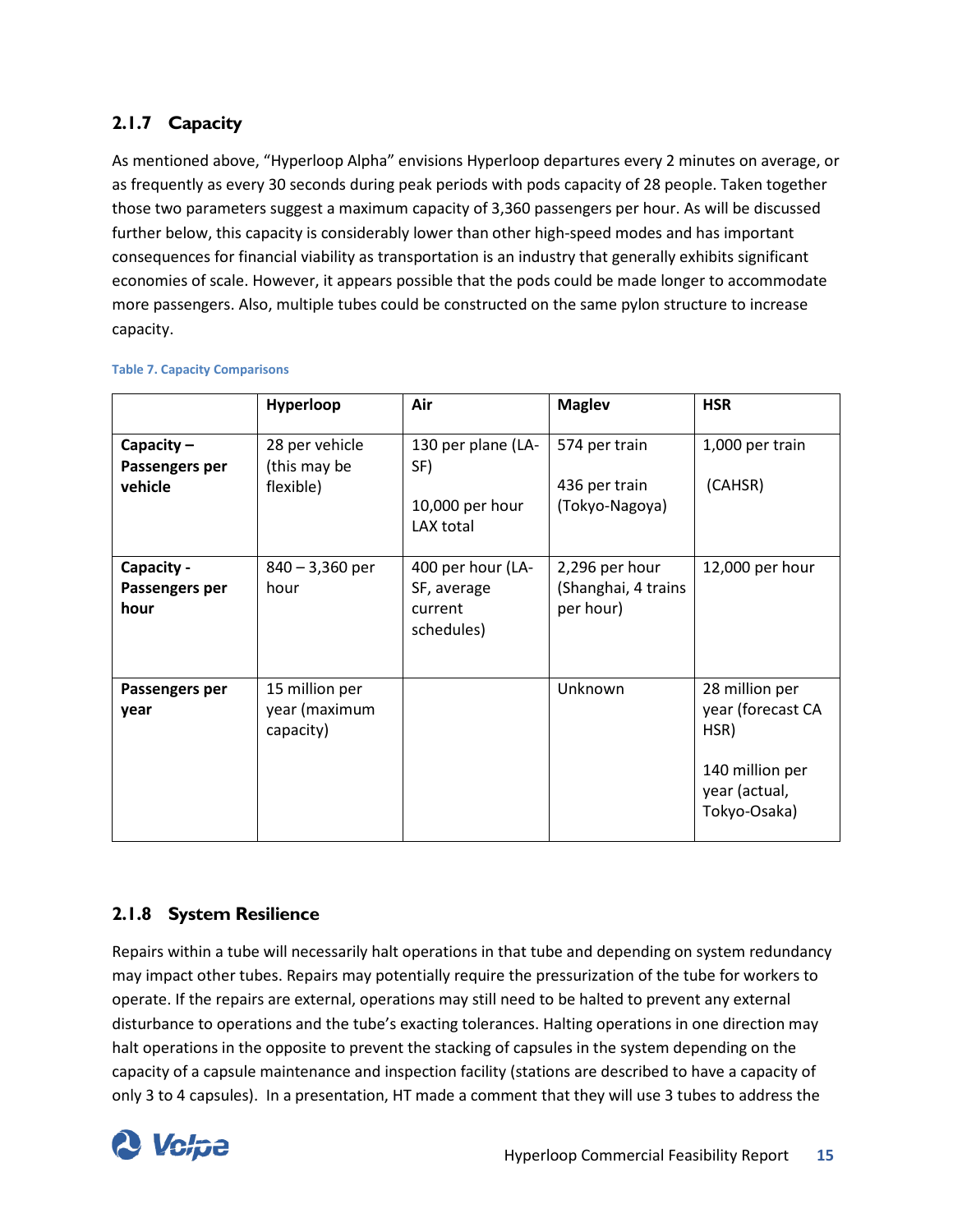### 2.1.7 Capacity

As mentioned above, “Hyperloop Alpha” envisions Hyperloop departures every 2 minutes on average, or as frequently as every 30 seconds during peak periods with pods capacity of 28 people. Taken together those two parameters suggest a maximum capacity of 3,360 passengers per hour. As will be discussed further below, this capacity is considerably lower than other high-speed modes and has important consequences for financial viability as transportation is an industry that generally exhibits significant economies of scale. However, it appears possible that the pods could be made longer to accommodate more passengers. Also, multiple tubes could be constructed on the same pylon structure to increase capacity.

**Table 7. Capacity Comparisons**

| | Hyperloop | Air | Maglev | HSR |
|---|---|---|---|---|
| **Capacity – Passengers per vehicle** | 28 per vehicle (this may be flexible) | 130 per plane (LA-SF)<br><br>10,000 per hour LAX total | 574 per train<br><br>436 per train (Tokyo-Nagoya) | 1,000 per train<br><br>(CAHSR) |
| **Capacity - Passengers per hour** | 840 – 3,360 per hour | 400 per hour (LA-SF, average current schedules) | 2,296 per hour (Shanghai, 4 trains per hour) | 12,000 per hour |
| **Passengers per year** | 15 million per year (maximum capacity) | | Unknown | 28 million per year (forecast CA HSR)<br><br>140 million per year (actual, Tokyo-Osaka) |

### 2.1.8 System Resilience

Repairs within a tube will necessarily halt operations in that tube and depending on system redundancy may impact other tubes. Repairs may potentially require the pressurization of the tube for workers to operate. If the repairs are external, operations may still need to be halted to prevent any external disturbance to operations and the tube’s exacting tolerances. Halting operations in one direction may halt operations in the opposite to prevent the stacking of capsules in the system depending on the capacity of a capsule maintenance and inspection facility (stations are described to have a capacity of only 3 to 4 capsules). In a presentation, HT made a comment that they will use 3 tubes to address the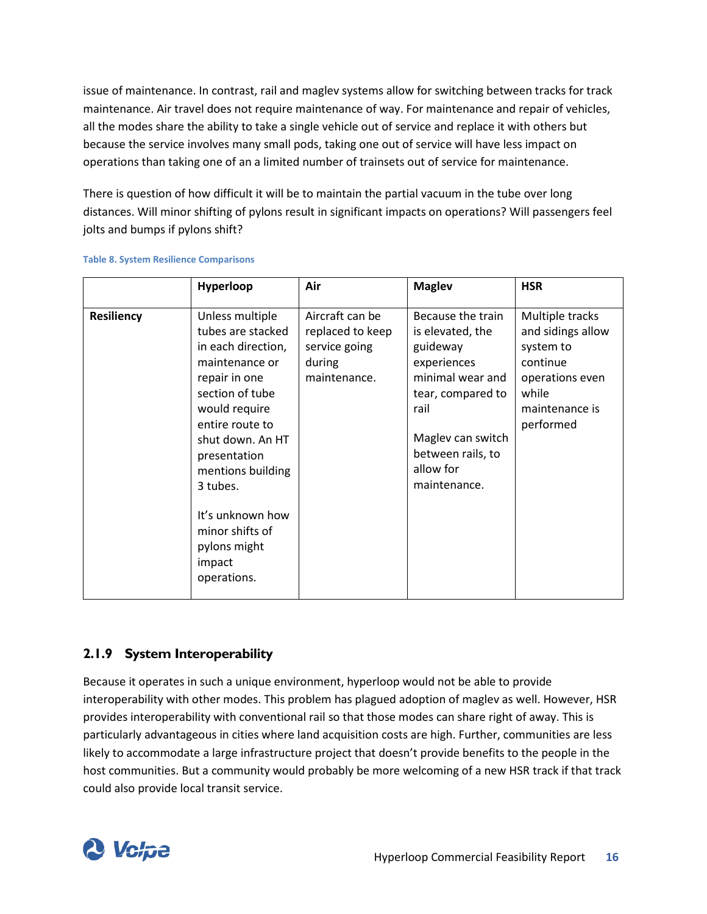issue of maintenance. In contrast, rail and maglev systems allow for switching between tracks for track maintenance. Air travel does not require maintenance of way. For maintenance and repair of vehicles, all the modes share the ability to take a single vehicle out of service and replace it with others but because the service involves many small pods, taking one out of service will have less impact on operations than taking one of an a limited number of trainsets out of service for maintenance.

There is question of how difficult it will be to maintain the partial vacuum in the tube over long distances. Will minor shifting of pylons result in significant impacts on operations? Will passengers feel jolts and bumps if pylons shift?

**Table 8. System Resilience Comparisons**

| | Hyperloop | Air | Maglev | HSR |
|---|---|---|---|---|
| **Resiliency** | Unless multiple tubes are stacked in each direction, maintenance or repair in one section of tube would require entire route to shut down. An HT presentation mentions building 3 tubes.<br><br>It's unknown how minor shifts of pylons might impact operations. | Aircraft can be replaced to keep service going during maintenance. | Because the train is elevated, the guideway experiences minimal wear and tear, compared to rail<br><br>Maglev can switch between rails, to allow for maintenance. | Multiple tracks and sidings allow system to continue operations even while maintenance is performed |

### 2.1.9 System Interoperability

Because it operates in such a unique environment, hyperloop would not be able to provide interoperability with other modes. This problem has plagued adoption of maglev as well. However, HSR provides interoperability with conventional rail so that those modes can share right of away. This is particularly advantageous in cities where land acquisition costs are high. Further, communities are less likely to accommodate a large infrastructure project that doesn't provide benefits to the people in the host communities. But a community would probably be more welcoming of a new HSR track if that track could also provide local transit service.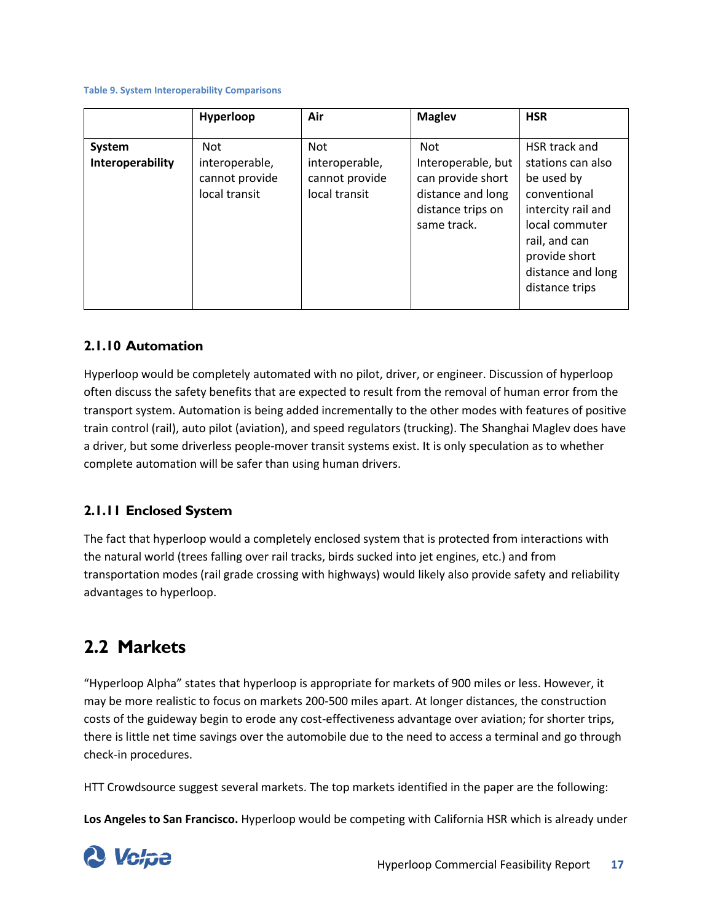Table 9. System Interoperability Comparisons

| | Hyperloop | Air | Maglev | HSR |
|---|---|---|---|---|
| **System Interoperability** | Not interoperable, cannot provide local transit | Not interoperable, cannot provide local transit | Not Interoperable, but can provide short distance and long distance trips on same track. | HSR track and stations can also be used by conventional intercity rail and local commuter rail, and can provide short distance and long distance trips |

### 2.1.10 Automation

Hyperloop would be completely automated with no pilot, driver, or engineer. Discussion of hyperloop often discuss the safety benefits that are expected to result from the removal of human error from the transport system. Automation is being added incrementally to the other modes with features of positive train control (rail), auto pilot (aviation), and speed regulators (trucking). The Shanghai Maglev does have a driver, but some driverless people-mover transit systems exist. It is only speculation as to whether complete automation will be safer than using human drivers.

### 2.1.11 Enclosed System

The fact that hyperloop would a completely enclosed system that is protected from interactions with the natural world (trees falling over rail tracks, birds sucked into jet engines, etc.) and from transportation modes (rail grade crossing with highways) would likely also provide safety and reliability advantages to hyperloop.

## 2.2 Markets

"Hyperloop Alpha" states that hyperloop is appropriate for markets of 900 miles or less. However, it may be more realistic to focus on markets 200-500 miles apart. At longer distances, the construction costs of the guideway begin to erode any cost-effectiveness advantage over aviation; for shorter trips, there is little net time savings over the automobile due to the need to access a terminal and go through check-in procedures.

HTT Crowdsource suggest several markets. The top markets identified in the paper are the following:

**Los Angeles to San Francisco.** Hyperloop would be competing with California HSR which is already under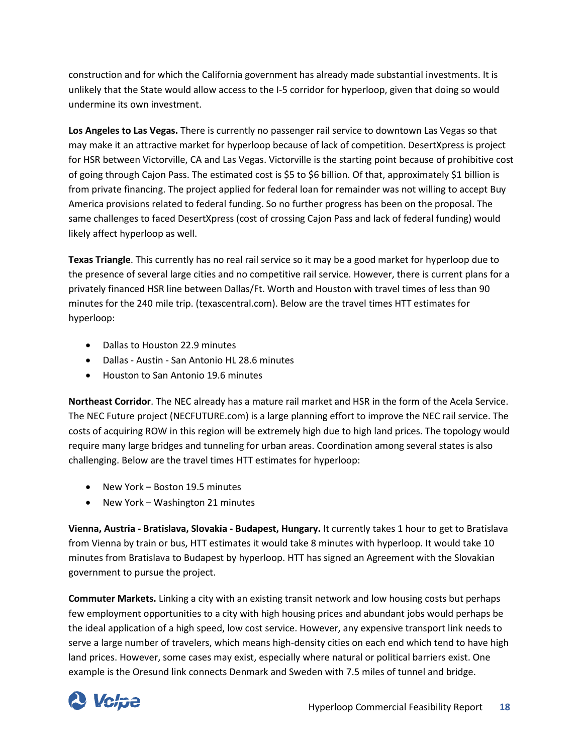construction and for which the California government has already made substantial investments. It is unlikely that the State would allow access to the I-5 corridor for hyperloop, given that doing so would undermine its own investment.

**Los Angeles to Las Vegas.** There is currently no passenger rail service to downtown Las Vegas so that may make it an attractive market for hyperloop because of lack of competition. DesertXpress is project for HSR between Victorville, CA and Las Vegas. Victorville is the starting point because of prohibitive cost of going through Cajon Pass. The estimated cost is $5 to $6 billion. Of that, approximately $1 billion is from private financing. The project applied for federal loan for remainder was not willing to accept Buy America provisions related to federal funding. So no further progress has been on the proposal. The same challenges to faced DesertXpress (cost of crossing Cajon Pass and lack of federal funding) would likely affect hyperloop as well.

**Texas Triangle**. This currently has no real rail service so it may be a good market for hyperloop due to the presence of several large cities and no competitive rail service. However, there is current plans for a privately financed HSR line between Dallas/Ft. Worth and Houston with travel times of less than 90 minutes for the 240 mile trip. (texascentral.com). Below are the travel times HTT estimates for hyperloop:

- Dallas to Houston 22.9 minutes
- Dallas - Austin - San Antonio HL 28.6 minutes
- Houston to San Antonio 19.6 minutes

**Northeast Corridor**. The NEC already has a mature rail market and HSR in the form of the Acela Service. The NEC Future project (NECFUTURE.com) is a large planning effort to improve the NEC rail service. The costs of acquiring ROW in this region will be extremely high due to high land prices. The topology would require many large bridges and tunneling for urban areas. Coordination among several states is also challenging. Below are the travel times HTT estimates for hyperloop:

- New York – Boston 19.5 minutes
- New York – Washington 21 minutes

**Vienna, Austria - Bratislava, Slovakia - Budapest, Hungary.** It currently takes 1 hour to get to Bratislava from Vienna by train or bus, HTT estimates it would take 8 minutes with hyperloop. It would take 10 minutes from Bratislava to Budapest by hyperloop. HTT has signed an Agreement with the Slovakian government to pursue the project.

**Commuter Markets.** Linking a city with an existing transit network and low housing costs but perhaps few employment opportunities to a city with high housing prices and abundant jobs would perhaps be the ideal application of a high speed, low cost service. However, any expensive transport link needs to serve a large number of travelers, which means high-density cities on each end which tend to have high land prices. However, some cases may exist, especially where natural or political barriers exist. One example is the Oresund link connects Denmark and Sweden with 7.5 miles of tunnel and bridge.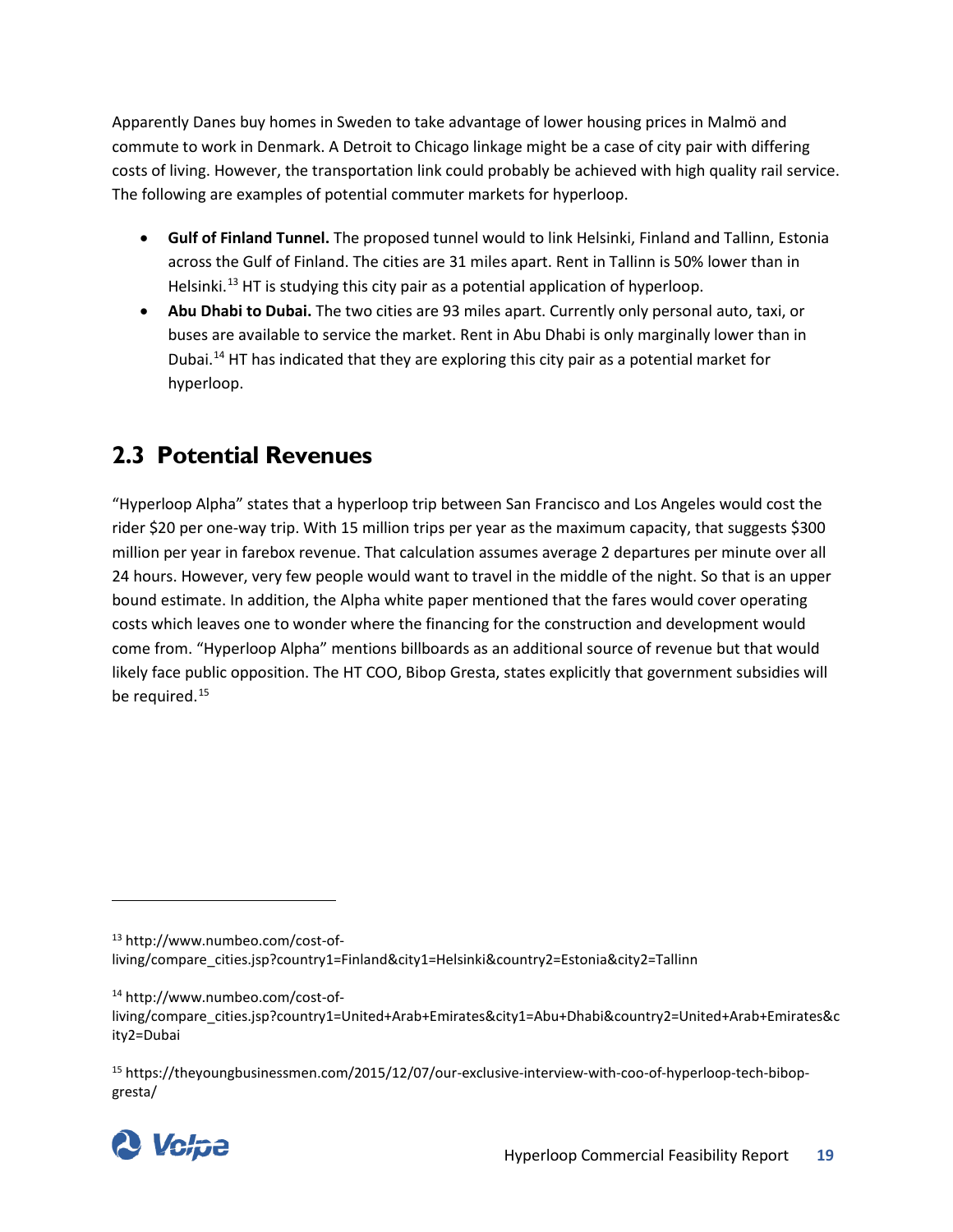Apparently Danes buy homes in Sweden to take advantage of lower housing prices in Malmö and commute to work in Denmark. A Detroit to Chicago linkage might be a case of city pair with differing costs of living. However, the transportation link could probably be achieved with high quality rail service. The following are examples of potential commuter markets for hyperloop.

- **Gulf of Finland Tunnel.** The proposed tunnel would to link Helsinki, Finland and Tallinn, Estonia across the Gulf of Finland. The cities are 31 miles apart. Rent in Tallinn is 50% lower than in Helsinki.[13] HT is studying this city pair as a potential application of hyperloop.
- **Abu Dhabi to Dubai.** The two cities are 93 miles apart. Currently only personal auto, taxi, or buses are available to service the market. Rent in Abu Dhabi is only marginally lower than in Dubai.[14] HT has indicated that they are exploring this city pair as a potential market for hyperloop.

## 2.3 Potential Revenues

"Hyperloop Alpha" states that a hyperloop trip between San Francisco and Los Angeles would cost the rider $20 per one-way trip. With 15 million trips per year as the maximum capacity, that suggests $300 million per year in farebox revenue. That calculation assumes average 2 departures per minute over all 24 hours. However, very few people would want to travel in the middle of the night. So that is an upper bound estimate. In addition, the Alpha white paper mentioned that the fares would cover operating costs which leaves one to wonder where the financing for the construction and development would come from. "Hyperloop Alpha" mentions billboards as an additional source of revenue but that would likely face public opposition. The HT COO, Bibop Gresta, states explicitly that government subsidies will be required.[15]

---

[13] http://www.numbeo.com/cost-of-living/compare_cities.jsp?country1=Finland&city1=Helsinki&country2=Estonia&city2=Tallinn

[14] http://www.numbeo.com/cost-of-living/compare_cities.jsp?country1=United+Arab+Emirates&city1=Abu+Dhabi&country2=United+Arab+Emirates&city2=Dubai

[15] https://theyoungbusinessmen.com/2015/12/07/our-exclusive-interview-with-coo-of-hyperloop-tech-bibop-gresta/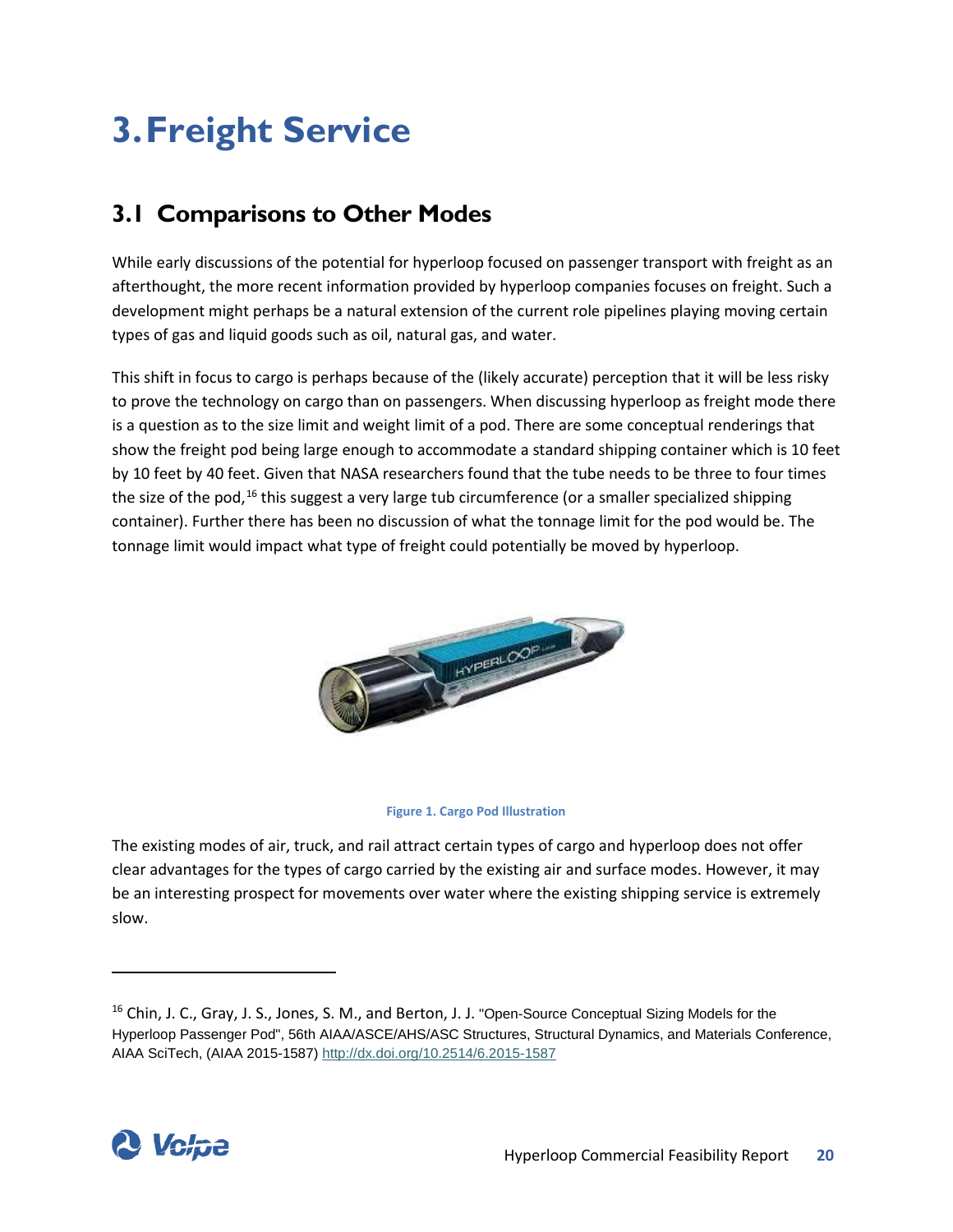# 3. Freight Service

## 3.1 Comparisons to Other Modes

While early discussions of the potential for hyperloop focused on passenger transport with freight as an afterthought, the more recent information provided by hyperloop companies focuses on freight. Such a development might perhaps be a natural extension of the current role pipelines playing moving certain types of gas and liquid goods such as oil, natural gas, and water.

This shift in focus to cargo is perhaps because of the (likely accurate) perception that it will be less risky to prove the technology on cargo than on passengers. When discussing hyperloop as freight mode there is a question as to the size limit and weight limit of a pod. There are some conceptual renderings that show the freight pod being large enough to accommodate a standard shipping container which is 10 feet by 10 feet by 40 feet. Given that NASA researchers found that the tube needs to be three to four times the size of the pod,[16] this suggest a very large tub circumference (or a smaller specialized shipping container). Further there has been no discussion of what the tonnage limit for the pod would be. The tonnage limit would impact what type of freight could potentially be moved by hyperloop.

**Figure 1. Cargo Pod Illustration**

The existing modes of air, truck, and rail attract certain types of cargo and hyperloop does not offer clear advantages for the types of cargo carried by the existing air and surface modes. However, it may be an interesting prospect for movements over water where the existing shipping service is extremely slow.

---

[16] Chin, J. C., Gray, J. S., Jones, S. M., and Berton, J. J. "Open-Source Conceptual Sizing Models for the Hyperloop Passenger Pod", 56th AIAA/ASCE/AHS/ASC Structures, Structural Dynamics, and Materials Conference, AIAA SciTech, (AIAA 2015-1587) http://dx.doi.org/10.2514/6.2015-1587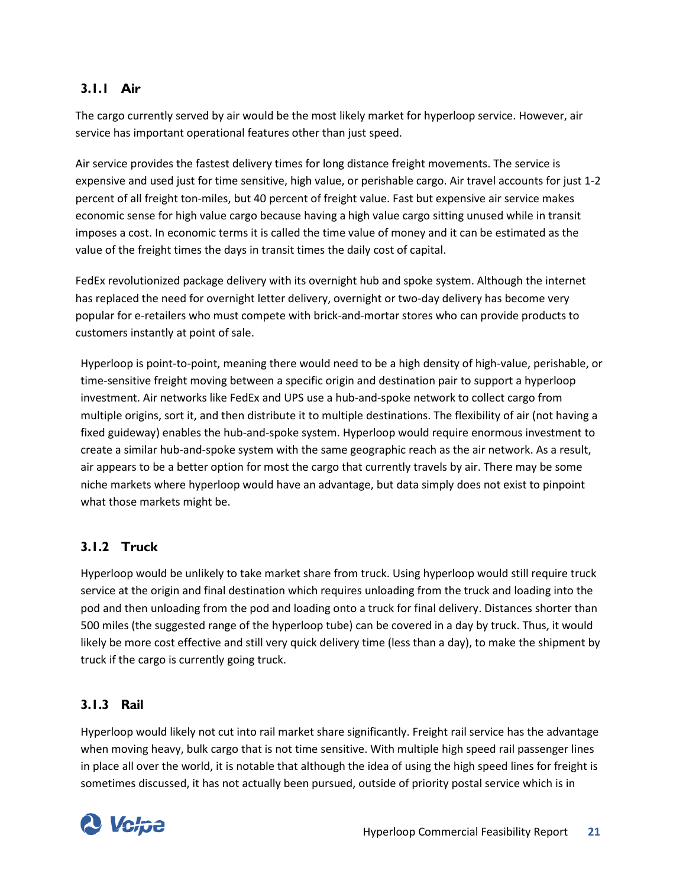### 3.1.1 Air

The cargo currently served by air would be the most likely market for hyperloop service. However, air service has important operational features other than just speed.

Air service provides the fastest delivery times for long distance freight movements. The service is expensive and used just for time sensitive, high value, or perishable cargo. Air travel accounts for just 1-2 percent of all freight ton-miles, but 40 percent of freight value. Fast but expensive air service makes economic sense for high value cargo because having a high value cargo sitting unused while in transit imposes a cost. In economic terms it is called the time value of money and it can be estimated as the value of the freight times the days in transit times the daily cost of capital.

FedEx revolutionized package delivery with its overnight hub and spoke system. Although the internet has replaced the need for overnight letter delivery, overnight or two-day delivery has become very popular for e-retailers who must compete with brick-and-mortar stores who can provide products to customers instantly at point of sale.

Hyperloop is point-to-point, meaning there would need to be a high density of high-value, perishable, or time-sensitive freight moving between a specific origin and destination pair to support a hyperloop investment. Air networks like FedEx and UPS use a hub-and-spoke network to collect cargo from multiple origins, sort it, and then distribute it to multiple destinations. The flexibility of air (not having a fixed guideway) enables the hub-and-spoke system. Hyperloop would require enormous investment to create a similar hub-and-spoke system with the same geographic reach as the air network. As a result, air appears to be a better option for most the cargo that currently travels by air. There may be some niche markets where hyperloop would have an advantage, but data simply does not exist to pinpoint what those markets might be.

### 3.1.2 Truck

Hyperloop would be unlikely to take market share from truck. Using hyperloop would still require truck service at the origin and final destination which requires unloading from the truck and loading into the pod and then unloading from the pod and loading onto a truck for final delivery. Distances shorter than 500 miles (the suggested range of the hyperloop tube) can be covered in a day by truck. Thus, it would likely be more cost effective and still very quick delivery time (less than a day), to make the shipment by truck if the cargo is currently going truck.

### 3.1.3 Rail

Hyperloop would likely not cut into rail market share significantly. Freight rail service has the advantage when moving heavy, bulk cargo that is not time sensitive. With multiple high speed rail passenger lines in place all over the world, it is notable that although the idea of using the high speed lines for freight is sometimes discussed, it has not actually been pursued, outside of priority postal service which is in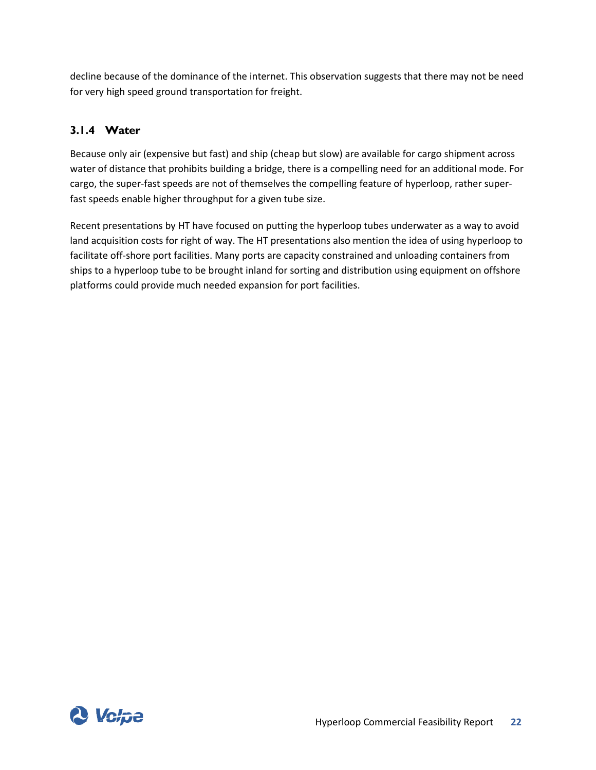decline because of the dominance of the internet. This observation suggests that there may not be need for very high speed ground transportation for freight.

### 3.1.4 Water

Because only air (expensive but fast) and ship (cheap but slow) are available for cargo shipment across water of distance that prohibits building a bridge, there is a compelling need for an additional mode. For cargo, the super-fast speeds are not of themselves the compelling feature of hyperloop, rather super-fast speeds enable higher throughput for a given tube size.

Recent presentations by HT have focused on putting the hyperloop tubes underwater as a way to avoid land acquisition costs for right of way. The HT presentations also mention the idea of using hyperloop to facilitate off-shore port facilities. Many ports are capacity constrained and unloading containers from ships to a hyperloop tube to be brought inland for sorting and distribution using equipment on offshore platforms could provide much needed expansion for port facilities.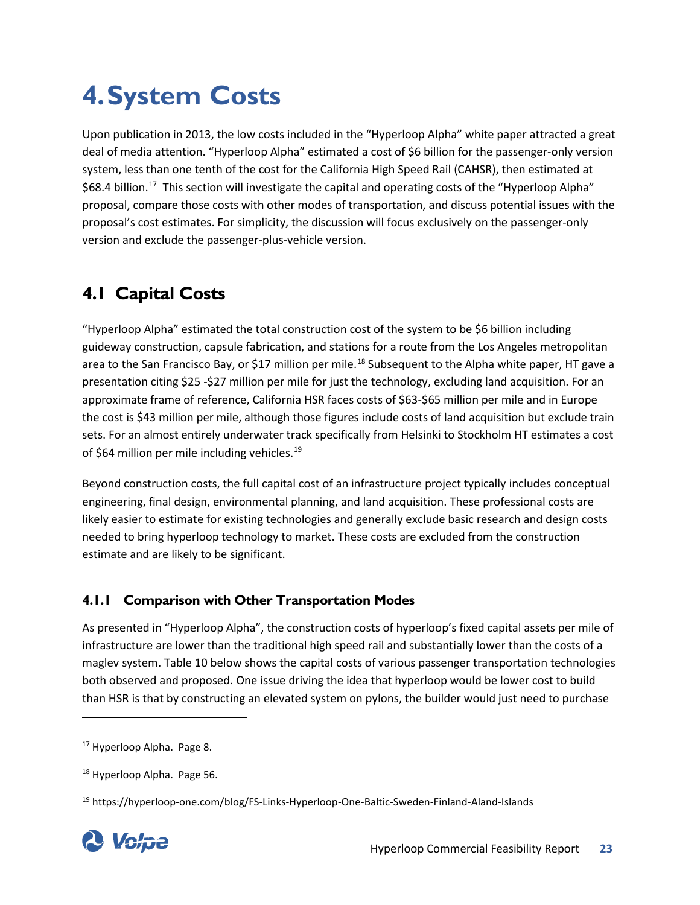# 4. System Costs

Upon publication in 2013, the low costs included in the "Hyperloop Alpha" white paper attracted a great deal of media attention. "Hyperloop Alpha" estimated a cost of $6 billion for the passenger-only version system, less than one tenth of the cost for the California High Speed Rail (CAHSR), then estimated at $68.4 billion.[17] This section will investigate the capital and operating costs of the "Hyperloop Alpha" proposal, compare those costs with other modes of transportation, and discuss potential issues with the proposal's cost estimates. For simplicity, the discussion will focus exclusively on the passenger-only version and exclude the passenger-plus-vehicle version.

## 4.1 Capital Costs

"Hyperloop Alpha" estimated the total construction cost of the system to be $6 billion including guideway construction, capsule fabrication, and stations for a route from the Los Angeles metropolitan area to the San Francisco Bay, or $17 million per mile.[18] Subsequent to the Alpha white paper, HT gave a presentation citing $25 -$27 million per mile for just the technology, excluding land acquisition. For an approximate frame of reference, California HSR faces costs of $63-$65 million per mile and in Europe the cost is $43 million per mile, although those figures include costs of land acquisition but exclude train sets. For an almost entirely underwater track specifically from Helsinki to Stockholm HT estimates a cost of $64 million per mile including vehicles.[19]

Beyond construction costs, the full capital cost of an infrastructure project typically includes conceptual engineering, final design, environmental planning, and land acquisition. These professional costs are likely easier to estimate for existing technologies and generally exclude basic research and design costs needed to bring hyperloop technology to market. These costs are excluded from the construction estimate and are likely to be significant.

### 4.1.1 Comparison with Other Transportation Modes

As presented in "Hyperloop Alpha", the construction costs of hyperloop's fixed capital assets per mile of infrastructure are lower than the traditional high speed rail and substantially lower than the costs of a maglev system. Table 10 below shows the capital costs of various passenger transportation technologies both observed and proposed. One issue driving the idea that hyperloop would be lower cost to build than HSR is that by constructing an elevated system on pylons, the builder would just need to purchase

---

[17] Hyperloop Alpha. Page 8.

[18] Hyperloop Alpha. Page 56.

[19] https://hyperloop-one.com/blog/FS-Links-Hyperloop-One-Baltic-Sweden-Finland-Aland-Islands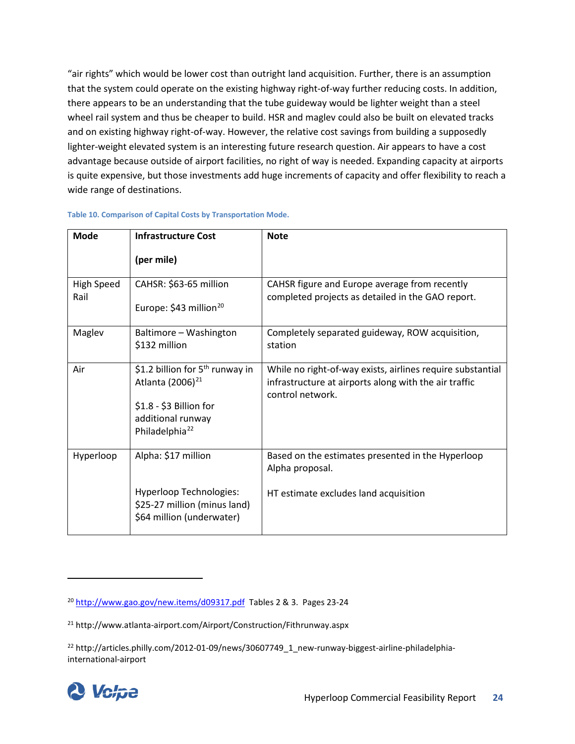"air rights" which would be lower cost than outright land acquisition. Further, there is an assumption that the system could operate on the existing highway right-of-way further reducing costs. In addition, there appears to be an understanding that the tube guideway would be lighter weight than a steel wheel rail system and thus be cheaper to build. HSR and maglev could also be built on elevated tracks and on existing highway right-of-way. However, the relative cost savings from building a supposedly lighter-weight elevated system is an interesting future research question. Air appears to have a cost advantage because outside of airport facilities, no right of way is needed. Expanding capacity at airports is quite expensive, but those investments add huge increments of capacity and offer flexibility to reach a wide range of destinations.

Table 10. Comparison of Capital Costs by Transportation Mode.

| Mode | Infrastructure Cost (per mile) | Note |
| --- | --- | --- |
| High Speed Rail | CAHSR: $63-65 million<br><br>Europe: $43 million[20] | CAHSR figure and Europe average from recently completed projects as detailed in the GAO report. |
| Maglev | Baltimore – Washington $132 million | Completely separated guideway, ROW acquisition, station |
| Air | $1.2 billion for 5th runway in Atlanta (2006)[21]<br><br>$1.8 - $3 Billion for additional runway Philadelphia[22] | While no right-of-way exists, airlines require substantial infrastructure at airports along with the air traffic control network. |
| Hyperloop | Alpha: $17 million<br><br>Hyperloop Technologies: $25-27 million (minus land) $64 million (underwater) | Based on the estimates presented in the Hyperloop Alpha proposal.<br><br>HT estimate excludes land acquisition |

[20] http://www.gao.gov/new.items/d09317.pdf Tables 2 & 3. Pages 23-24

[21] http://www.atlanta-airport.com/Airport/Construction/Fithrunway.aspx

[22] http://articles.philly.com/2012-01-09/news/30607749_1_new-runway-biggest-airline-philadelphia-international-airport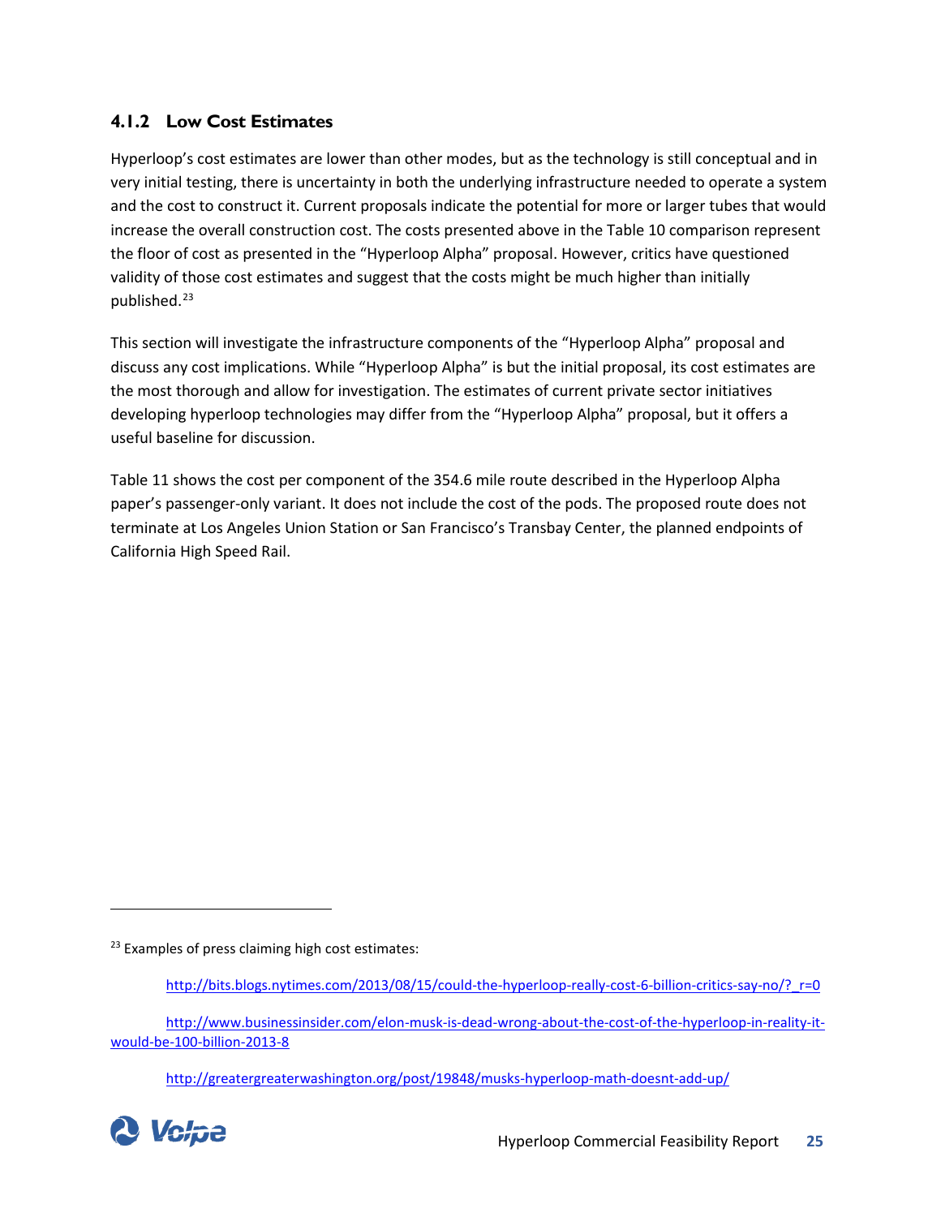### 4.1.2 Low Cost Estimates

Hyperloop's cost estimates are lower than other modes, but as the technology is still conceptual and in very initial testing, there is uncertainty in both the underlying infrastructure needed to operate a system and the cost to construct it. Current proposals indicate the potential for more or larger tubes that would increase the overall construction cost. The costs presented above in the Table 10 comparison represent the floor of cost as presented in the "Hyperloop Alpha" proposal. However, critics have questioned validity of those cost estimates and suggest that the costs might be much higher than initially published.[23]

This section will investigate the infrastructure components of the "Hyperloop Alpha" proposal and discuss any cost implications. While "Hyperloop Alpha" is but the initial proposal, its cost estimates are the most thorough and allow for investigation. The estimates of current private sector initiatives developing hyperloop technologies may differ from the "Hyperloop Alpha" proposal, but it offers a useful baseline for discussion.

Table 11 shows the cost per component of the 354.6 mile route described in the Hyperloop Alpha paper's passenger-only variant. It does not include the cost of the pods. The proposed route does not terminate at Los Angeles Union Station or San Francisco's Transbay Center, the planned endpoints of California High Speed Rail.

---

[23] Examples of press claiming high cost estimates:

http://bits.blogs.nytimes.com/2013/08/15/could-the-hyperloop-really-cost-6-billion-critics-say-no/?_r=0

http://www.businessinsider.com/elon-musk-is-dead-wrong-about-the-cost-of-the-hyperloop-in-reality-it-would-be-100-billion-2013-8

http://greatergreaterwashington.org/post/19848/musks-hyperloop-math-doesnt-add-up/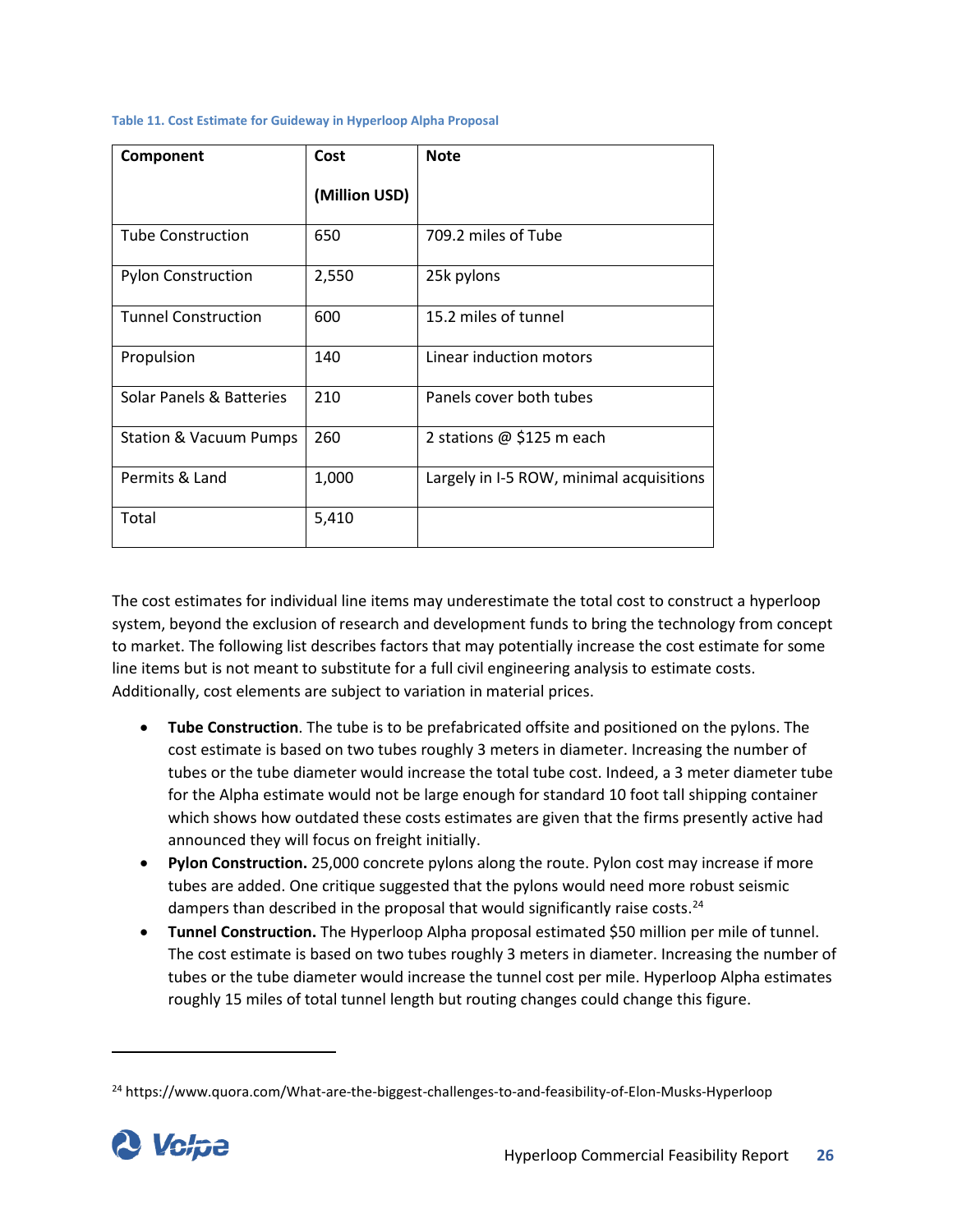Table 11. Cost Estimate for Guideway in Hyperloop Alpha Proposal

| Component | Cost (Million USD) | Note |
|---|---|---|
| Tube Construction | 650 | 709.2 miles of Tube |
| Pylon Construction | 2,550 | 25k pylons |
| Tunnel Construction | 600 | 15.2 miles of tunnel |
| Propulsion | 140 | Linear induction motors |
| Solar Panels & Batteries | 210 | Panels cover both tubes |
| Station & Vacuum Pumps | 260 | 2 stations @ $125 m each |
| Permits & Land | 1,000 | Largely in I-5 ROW, minimal acquisitions |
| Total | 5,410 | |

The cost estimates for individual line items may underestimate the total cost to construct a hyperloop system, beyond the exclusion of research and development funds to bring the technology from concept to market. The following list describes factors that may potentially increase the cost estimate for some line items but is not meant to substitute for a full civil engineering analysis to estimate costs. Additionally, cost elements are subject to variation in material prices.

- **Tube Construction**. The tube is to be prefabricated offsite and positioned on the pylons. The cost estimate is based on two tubes roughly 3 meters in diameter. Increasing the number of tubes or the tube diameter would increase the total tube cost. Indeed, a 3 meter diameter tube for the Alpha estimate would not be large enough for standard 10 foot tall shipping container which shows how outdated these costs estimates are given that the firms presently active had announced they will focus on freight initially.
- **Pylon Construction.** 25,000 concrete pylons along the route. Pylon cost may increase if more tubes are added. One critique suggested that the pylons would need more robust seismic dampers than described in the proposal that would significantly raise costs.[24]
- **Tunnel Construction.** The Hyperloop Alpha proposal estimated $50 million per mile of tunnel. The cost estimate is based on two tubes roughly 3 meters in diameter. Increasing the number of tubes or the tube diameter would increase the tunnel cost per mile. Hyperloop Alpha estimates roughly 15 miles of total tunnel length but routing changes could change this figure.

[24] https://www.quora.com/What-are-the-biggest-challenges-to-and-feasibility-of-Elon-Musks-Hyperloop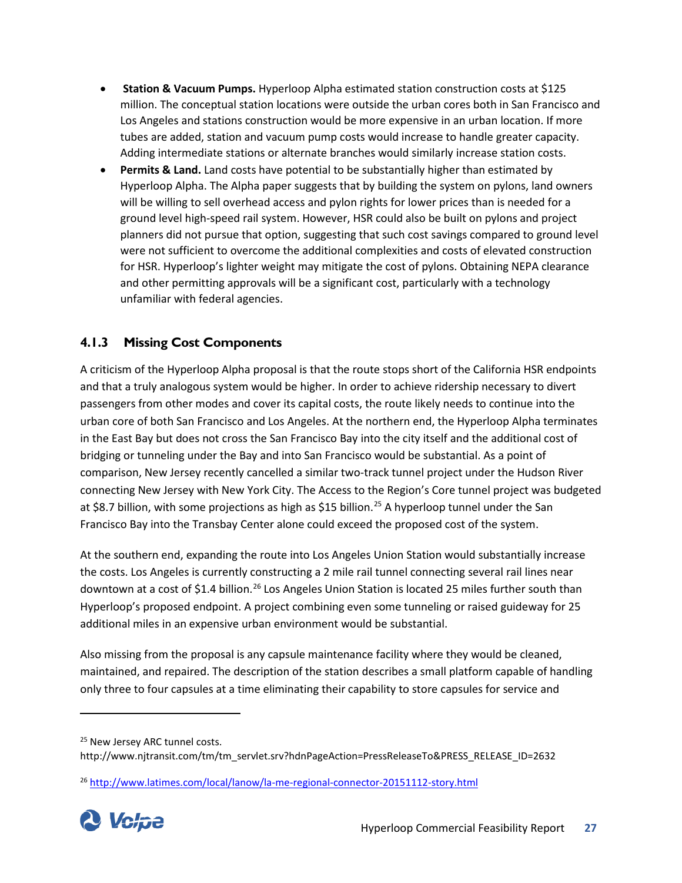- **Station & Vacuum Pumps.** Hyperloop Alpha estimated station construction costs at $125 million. The conceptual station locations were outside the urban cores both in San Francisco and Los Angeles and stations construction would be more expensive in an urban location. If more tubes are added, station and vacuum pump costs would increase to handle greater capacity. Adding intermediate stations or alternate branches would similarly increase station costs.
- **Permits & Land.** Land costs have potential to be substantially higher than estimated by Hyperloop Alpha. The Alpha paper suggests that by building the system on pylons, land owners will be willing to sell overhead access and pylon rights for lower prices than is needed for a ground level high-speed rail system. However, HSR could also be built on pylons and project planners did not pursue that option, suggesting that such cost savings compared to ground level were not sufficient to overcome the additional complexities and costs of elevated construction for HSR. Hyperloop's lighter weight may mitigate the cost of pylons. Obtaining NEPA clearance and other permitting approvals will be a significant cost, particularly with a technology unfamiliar with federal agencies.

### 4.1.3 Missing Cost Components

A criticism of the Hyperloop Alpha proposal is that the route stops short of the California HSR endpoints and that a truly analogous system would be higher. In order to achieve ridership necessary to divert passengers from other modes and cover its capital costs, the route likely needs to continue into the urban core of both San Francisco and Los Angeles. At the northern end, the Hyperloop Alpha terminates in the East Bay but does not cross the San Francisco Bay into the city itself and the additional cost of bridging or tunneling under the Bay and into San Francisco would be substantial. As a point of comparison, New Jersey recently cancelled a similar two-track tunnel project under the Hudson River connecting New Jersey with New York City. The Access to the Region's Core tunnel project was budgeted at $8.7 billion, with some projections as high as $15 billion.[25] A hyperloop tunnel under the San Francisco Bay into the Transbay Center alone could exceed the proposed cost of the system.

At the southern end, expanding the route into Los Angeles Union Station would substantially increase the costs. Los Angeles is currently constructing a 2 mile rail tunnel connecting several rail lines near downtown at a cost of $1.4 billion.[26] Los Angeles Union Station is located 25 miles further south than Hyperloop's proposed endpoint. A project combining even some tunneling or raised guideway for 25 additional miles in an expensive urban environment would be substantial.

Also missing from the proposal is any capsule maintenance facility where they would be cleaned, maintained, and repaired. The description of the station describes a small platform capable of handling only three to four capsules at a time eliminating their capability to store capsules for service and

---

[25] New Jersey ARC tunnel costs. http://www.njtransit.com/tm/tm_servlet.srv?hdnPageAction=PressReleaseTo&PRESS_RELEASE_ID=2632

[26] http://www.latimes.com/local/lanow/la-me-regional-connector-20151112-story.html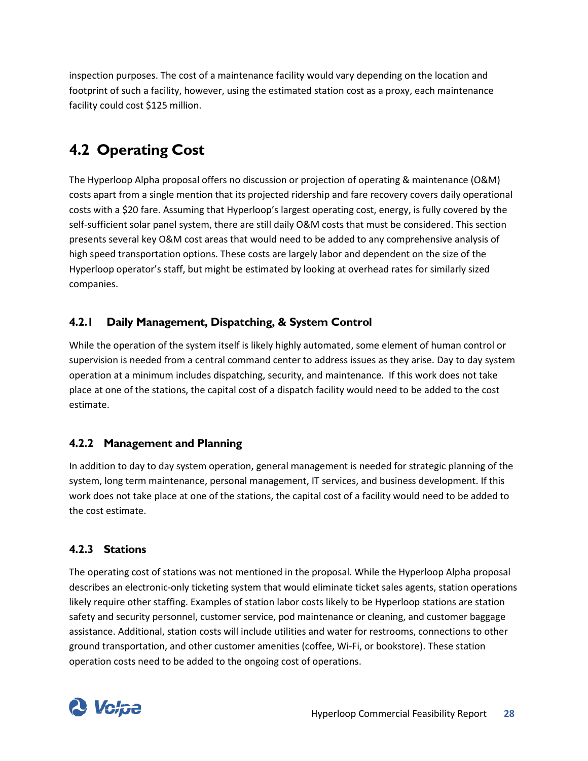inspection purposes. The cost of a maintenance facility would vary depending on the location and footprint of such a facility, however, using the estimated station cost as a proxy, each maintenance facility could cost $125 million.

## 4.2 Operating Cost

The Hyperloop Alpha proposal offers no discussion or projection of operating & maintenance (O&M) costs apart from a single mention that its projected ridership and fare recovery covers daily operational costs with a $20 fare. Assuming that Hyperloop's largest operating cost, energy, is fully covered by the self-sufficient solar panel system, there are still daily O&M costs that must be considered. This section presents several key O&M cost areas that would need to be added to any comprehensive analysis of high speed transportation options. These costs are largely labor and dependent on the size of the Hyperloop operator's staff, but might be estimated by looking at overhead rates for similarly sized companies.

### 4.2.1 Daily Management, Dispatching, & System Control

While the operation of the system itself is likely highly automated, some element of human control or supervision is needed from a central command center to address issues as they arise. Day to day system operation at a minimum includes dispatching, security, and maintenance. If this work does not take place at one of the stations, the capital cost of a dispatch facility would need to be added to the cost estimate.

### 4.2.2 Management and Planning

In addition to day to day system operation, general management is needed for strategic planning of the system, long term maintenance, personal management, IT services, and business development. If this work does not take place at one of the stations, the capital cost of a facility would need to be added to the cost estimate.

### 4.2.3 Stations

The operating cost of stations was not mentioned in the proposal. While the Hyperloop Alpha proposal describes an electronic-only ticketing system that would eliminate ticket sales agents, station operations likely require other staffing. Examples of station labor costs likely to be Hyperloop stations are station safety and security personnel, customer service, pod maintenance or cleaning, and customer baggage assistance. Additional, station costs will include utilities and water for restrooms, connections to other ground transportation, and other customer amenities (coffee, Wi-Fi, or bookstore). These station operation costs need to be added to the ongoing cost of operations.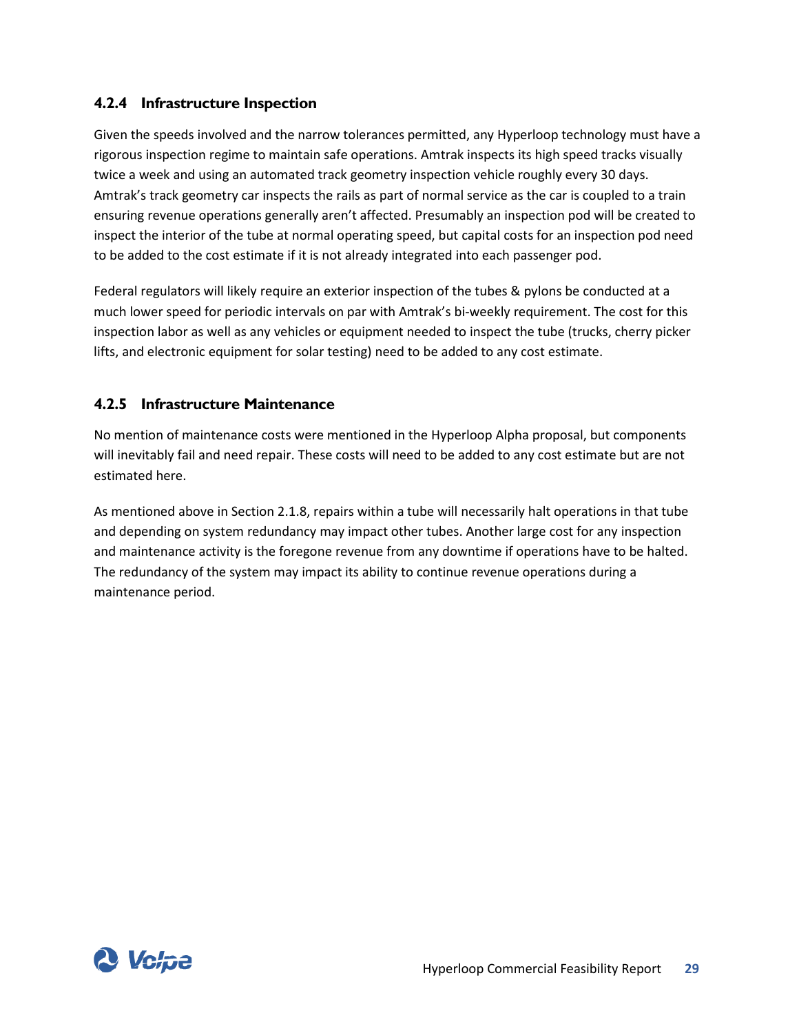### 4.2.4 Infrastructure Inspection

Given the speeds involved and the narrow tolerances permitted, any Hyperloop technology must have a rigorous inspection regime to maintain safe operations. Amtrak inspects its high speed tracks visually twice a week and using an automated track geometry inspection vehicle roughly every 30 days. Amtrak's track geometry car inspects the rails as part of normal service as the car is coupled to a train ensuring revenue operations generally aren't affected. Presumably an inspection pod will be created to inspect the interior of the tube at normal operating speed, but capital costs for an inspection pod need to be added to the cost estimate if it is not already integrated into each passenger pod.

Federal regulators will likely require an exterior inspection of the tubes & pylons be conducted at a much lower speed for periodic intervals on par with Amtrak's bi-weekly requirement. The cost for this inspection labor as well as any vehicles or equipment needed to inspect the tube (trucks, cherry picker lifts, and electronic equipment for solar testing) need to be added to any cost estimate.

### 4.2.5 Infrastructure Maintenance

No mention of maintenance costs were mentioned in the Hyperloop Alpha proposal, but components will inevitably fail and need repair. These costs will need to be added to any cost estimate but are not estimated here.

As mentioned above in Section 2.1.8, repairs within a tube will necessarily halt operations in that tube and depending on system redundancy may impact other tubes. Another large cost for any inspection and maintenance activity is the foregone revenue from any downtime if operations have to be halted. The redundancy of the system may impact its ability to continue revenue operations during a maintenance period.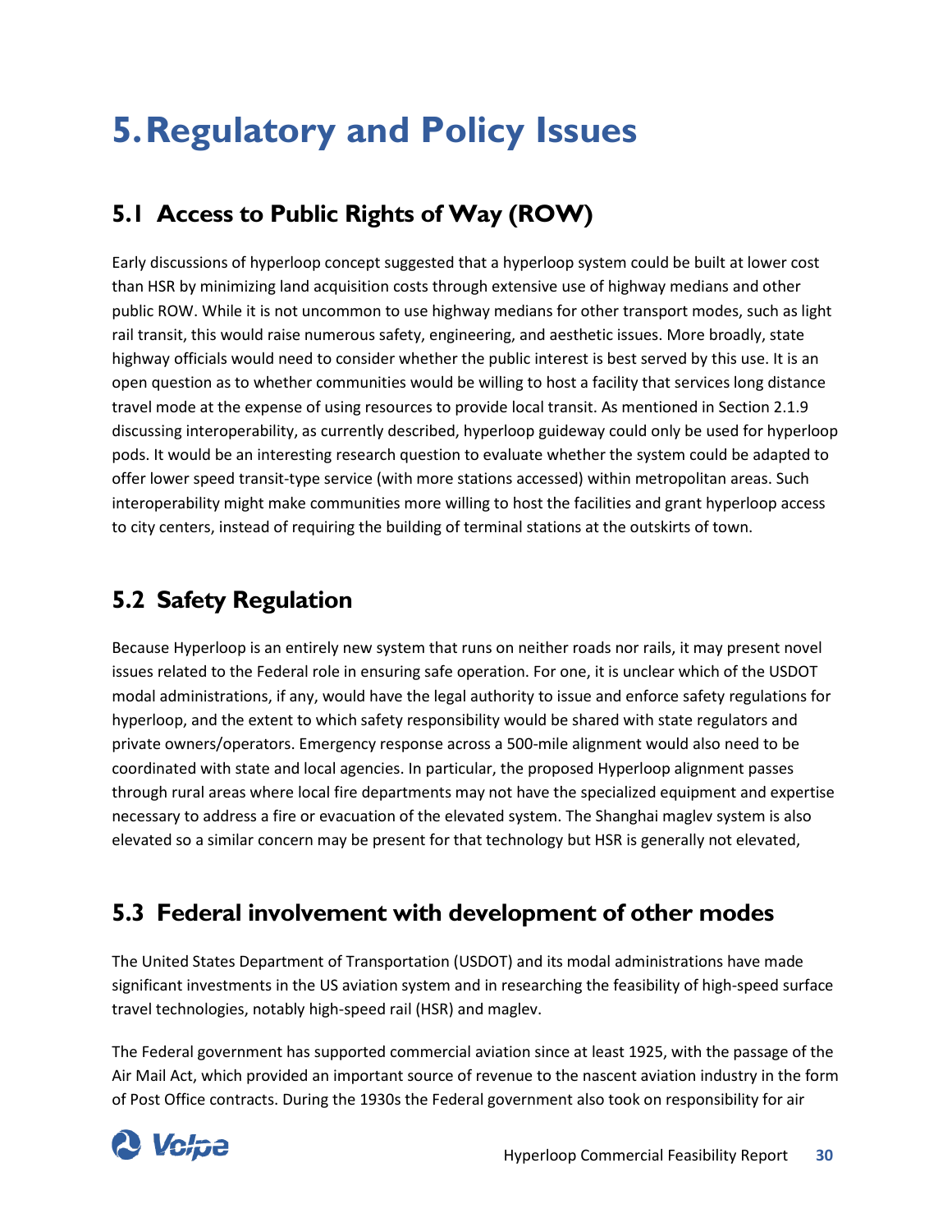# 5. Regulatory and Policy Issues

## 5.1 Access to Public Rights of Way (ROW)

Early discussions of hyperloop concept suggested that a hyperloop system could be built at lower cost than HSR by minimizing land acquisition costs through extensive use of highway medians and other public ROW. While it is not uncommon to use highway medians for other transport modes, such as light rail transit, this would raise numerous safety, engineering, and aesthetic issues. More broadly, state highway officials would need to consider whether the public interest is best served by this use. It is an open question as to whether communities would be willing to host a facility that services long distance travel mode at the expense of using resources to provide local transit. As mentioned in Section 2.1.9 discussing interoperability, as currently described, hyperloop guideway could only be used for hyperloop pods. It would be an interesting research question to evaluate whether the system could be adapted to offer lower speed transit-type service (with more stations accessed) within metropolitan areas. Such interoperability might make communities more willing to host the facilities and grant hyperloop access to city centers, instead of requiring the building of terminal stations at the outskirts of town.

## 5.2 Safety Regulation

Because Hyperloop is an entirely new system that runs on neither roads nor rails, it may present novel issues related to the Federal role in ensuring safe operation. For one, it is unclear which of the USDOT modal administrations, if any, would have the legal authority to issue and enforce safety regulations for hyperloop, and the extent to which safety responsibility would be shared with state regulators and private owners/operators. Emergency response across a 500-mile alignment would also need to be coordinated with state and local agencies. In particular, the proposed Hyperloop alignment passes through rural areas where local fire departments may not have the specialized equipment and expertise necessary to address a fire or evacuation of the elevated system. The Shanghai maglev system is also elevated so a similar concern may be present for that technology but HSR is generally not elevated,

## 5.3 Federal involvement with development of other modes

The United States Department of Transportation (USDOT) and its modal administrations have made significant investments in the US aviation system and in researching the feasibility of high-speed surface travel technologies, notably high-speed rail (HSR) and maglev.

The Federal government has supported commercial aviation since at least 1925, with the passage of the Air Mail Act, which provided an important source of revenue to the nascent aviation industry in the form of Post Office contracts. During the 1930s the Federal government also took on responsibility for air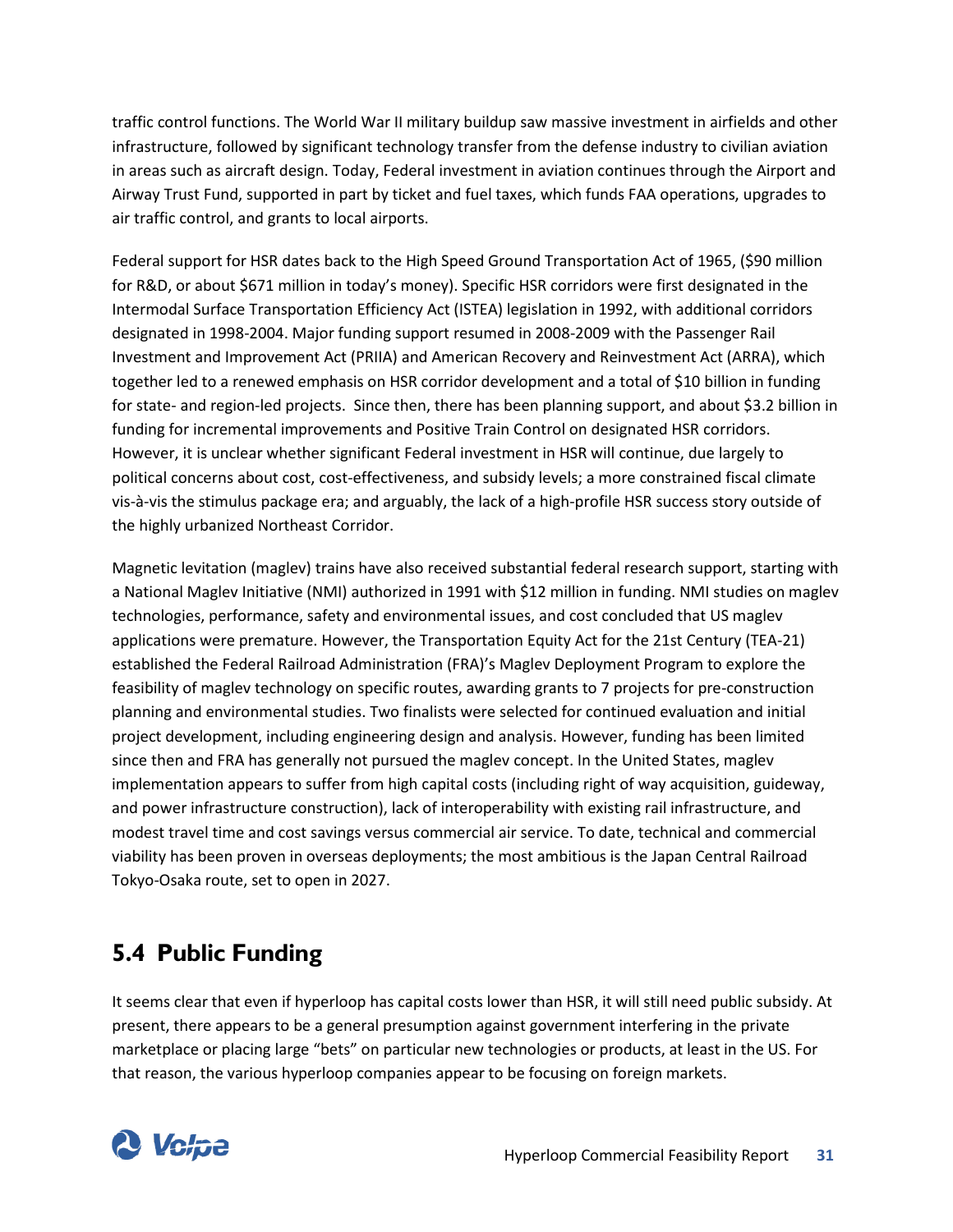traffic control functions. The World War II military buildup saw massive investment in airfields and other infrastructure, followed by significant technology transfer from the defense industry to civilian aviation in areas such as aircraft design. Today, Federal investment in aviation continues through the Airport and Airway Trust Fund, supported in part by ticket and fuel taxes, which funds FAA operations, upgrades to air traffic control, and grants to local airports.

Federal support for HSR dates back to the High Speed Ground Transportation Act of 1965, ($90 million for R&D, or about $671 million in today's money). Specific HSR corridors were first designated in the Intermodal Surface Transportation Efficiency Act (ISTEA) legislation in 1992, with additional corridors designated in 1998-2004. Major funding support resumed in 2008-2009 with the Passenger Rail Investment and Improvement Act (PRIIA) and American Recovery and Reinvestment Act (ARRA), which together led to a renewed emphasis on HSR corridor development and a total of $10 billion in funding for state- and region-led projects. Since then, there has been planning support, and about $3.2 billion in funding for incremental improvements and Positive Train Control on designated HSR corridors. However, it is unclear whether significant Federal investment in HSR will continue, due largely to political concerns about cost, cost-effectiveness, and subsidy levels; a more constrained fiscal climate vis-à-vis the stimulus package era; and arguably, the lack of a high-profile HSR success story outside of the highly urbanized Northeast Corridor.

Magnetic levitation (maglev) trains have also received substantial federal research support, starting with a National Maglev Initiative (NMI) authorized in 1991 with $12 million in funding. NMI studies on maglev technologies, performance, safety and environmental issues, and cost concluded that US maglev applications were premature. However, the Transportation Equity Act for the 21st Century (TEA-21) established the Federal Railroad Administration (FRA)'s Maglev Deployment Program to explore the feasibility of maglev technology on specific routes, awarding grants to 7 projects for pre-construction planning and environmental studies. Two finalists were selected for continued evaluation and initial project development, including engineering design and analysis. However, funding has been limited since then and FRA has generally not pursued the maglev concept. In the United States, maglev implementation appears to suffer from high capital costs (including right of way acquisition, guideway, and power infrastructure construction), lack of interoperability with existing rail infrastructure, and modest travel time and cost savings versus commercial air service. To date, technical and commercial viability has been proven in overseas deployments; the most ambitious is the Japan Central Railroad Tokyo-Osaka route, set to open in 2027.

## 5.4 Public Funding

It seems clear that even if hyperloop has capital costs lower than HSR, it will still need public subsidy. At present, there appears to be a general presumption against government interfering in the private marketplace or placing large "bets" on particular new technologies or products, at least in the US. For that reason, the various hyperloop companies appear to be focusing on foreign markets.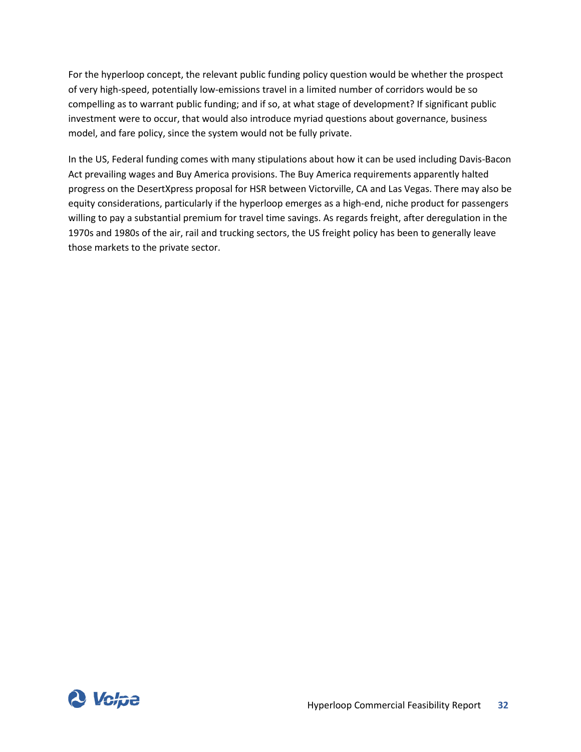For the hyperloop concept, the relevant public funding policy question would be whether the prospect of very high-speed, potentially low-emissions travel in a limited number of corridors would be so compelling as to warrant public funding; and if so, at what stage of development? If significant public investment were to occur, that would also introduce myriad questions about governance, business model, and fare policy, since the system would not be fully private.

In the US, Federal funding comes with many stipulations about how it can be used including Davis-Bacon Act prevailing wages and Buy America provisions. The Buy America requirements apparently halted progress on the DesertXpress proposal for HSR between Victorville, CA and Las Vegas. There may also be equity considerations, particularly if the hyperloop emerges as a high-end, niche product for passengers willing to pay a substantial premium for travel time savings. As regards freight, after deregulation in the 1970s and 1980s of the air, rail and trucking sectors, the US freight policy has been to generally leave those markets to the private sector.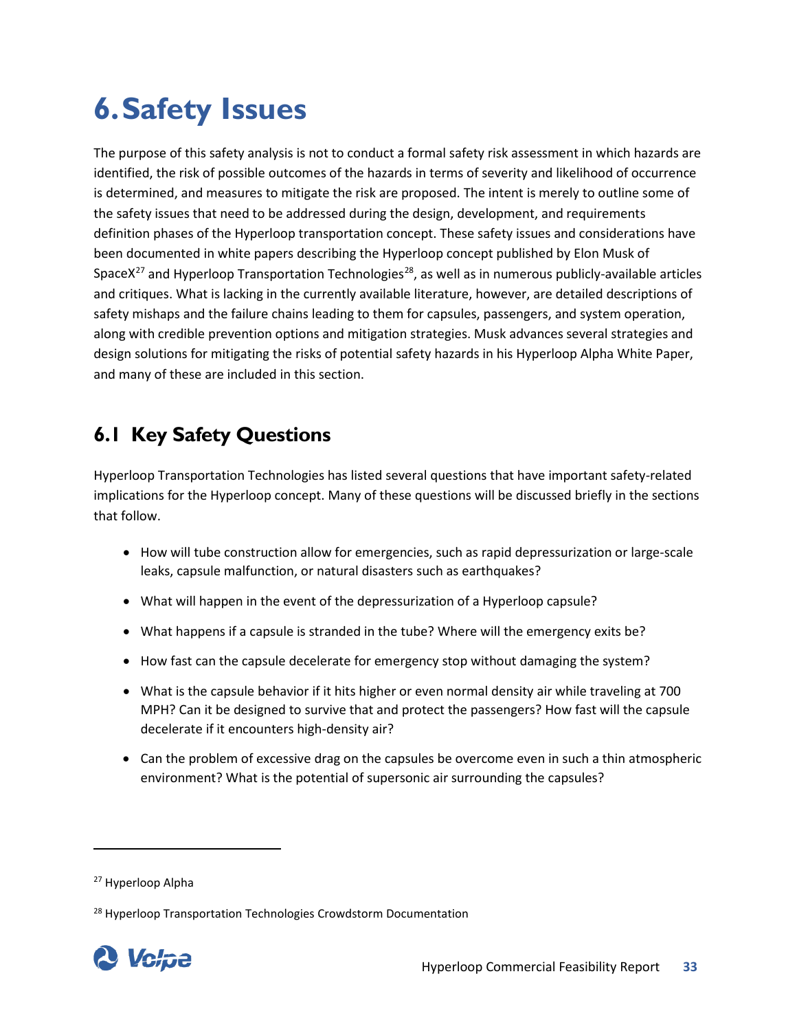# 6. Safety Issues

The purpose of this safety analysis is not to conduct a formal safety risk assessment in which hazards are identified, the risk of possible outcomes of the hazards in terms of severity and likelihood of occurrence is determined, and measures to mitigate the risk are proposed. The intent is merely to outline some of the safety issues that need to be addressed during the design, development, and requirements definition phases of the Hyperloop transportation concept. These safety issues and considerations have been documented in white papers describing the Hyperloop concept published by Elon Musk of SpaceX[27] and Hyperloop Transportation Technologies[28], as well as in numerous publicly-available articles and critiques. What is lacking in the currently available literature, however, are detailed descriptions of safety mishaps and the failure chains leading to them for capsules, passengers, and system operation, along with credible prevention options and mitigation strategies. Musk advances several strategies and design solutions for mitigating the risks of potential safety hazards in his Hyperloop Alpha White Paper, and many of these are included in this section.

## 6.1 Key Safety Questions

Hyperloop Transportation Technologies has listed several questions that have important safety-related implications for the Hyperloop concept. Many of these questions will be discussed briefly in the sections that follow.

- How will tube construction allow for emergencies, such as rapid depressurization or large-scale leaks, capsule malfunction, or natural disasters such as earthquakes?
- What will happen in the event of the depressurization of a Hyperloop capsule?
- What happens if a capsule is stranded in the tube? Where will the emergency exits be?
- How fast can the capsule decelerate for emergency stop without damaging the system?
- What is the capsule behavior if it hits higher or even normal density air while traveling at 700 MPH? Can it be designed to survive that and protect the passengers? How fast will the capsule decelerate if it encounters high-density air?
- Can the problem of excessive drag on the capsules be overcome even in such a thin atmospheric environment? What is the potential of supersonic air surrounding the capsules?

---

[27] Hyperloop Alpha

[28] Hyperloop Transportation Technologies Crowdstorm Documentation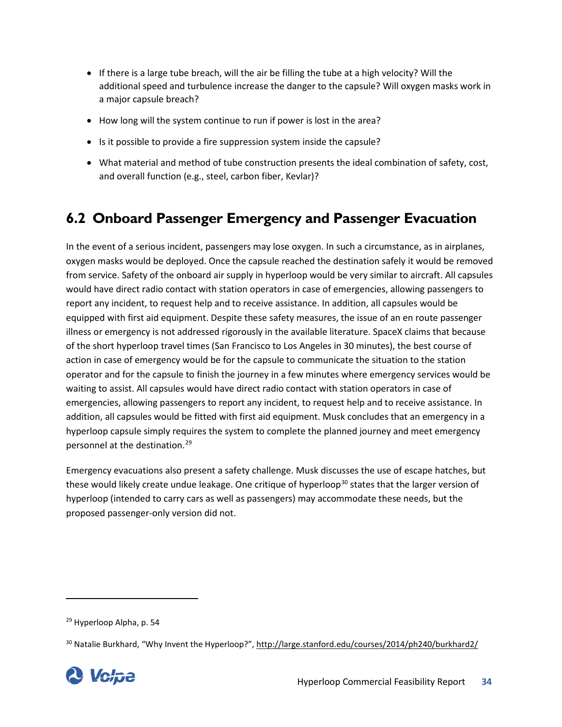- If there is a large tube breach, will the air be filling the tube at a high velocity? Will the additional speed and turbulence increase the danger to the capsule? Will oxygen masks work in a major capsule breach?
- How long will the system continue to run if power is lost in the area?
- Is it possible to provide a fire suppression system inside the capsule?
- What material and method of tube construction presents the ideal combination of safety, cost, and overall function (e.g., steel, carbon fiber, Kevlar)?

## 6.2 Onboard Passenger Emergency and Passenger Evacuation

In the event of a serious incident, passengers may lose oxygen. In such a circumstance, as in airplanes, oxygen masks would be deployed. Once the capsule reached the destination safely it would be removed from service. Safety of the onboard air supply in hyperloop would be very similar to aircraft. All capsules would have direct radio contact with station operators in case of emergencies, allowing passengers to report any incident, to request help and to receive assistance. In addition, all capsules would be equipped with first aid equipment. Despite these safety measures, the issue of an en route passenger illness or emergency is not addressed rigorously in the available literature. SpaceX claims that because of the short hyperloop travel times (San Francisco to Los Angeles in 30 minutes), the best course of action in case of emergency would be for the capsule to communicate the situation to the station operator and for the capsule to finish the journey in a few minutes where emergency services would be waiting to assist. All capsules would have direct radio contact with station operators in case of emergencies, allowing passengers to report any incident, to request help and to receive assistance. In addition, all capsules would be fitted with first aid equipment. Musk concludes that an emergency in a hyperloop capsule simply requires the system to complete the planned journey and meet emergency personnel at the destination.[29]

Emergency evacuations also present a safety challenge. Musk discusses the use of escape hatches, but these would likely create undue leakage. One critique of hyperloop[30] states that the larger version of hyperloop (intended to carry cars as well as passengers) may accommodate these needs, but the proposed passenger-only version did not.

---

[29] Hyperloop Alpha, p. 54

[30] Natalie Burkhard, "Why Invent the Hyperloop?", http://large.stanford.edu/courses/2014/ph240/burkhard2/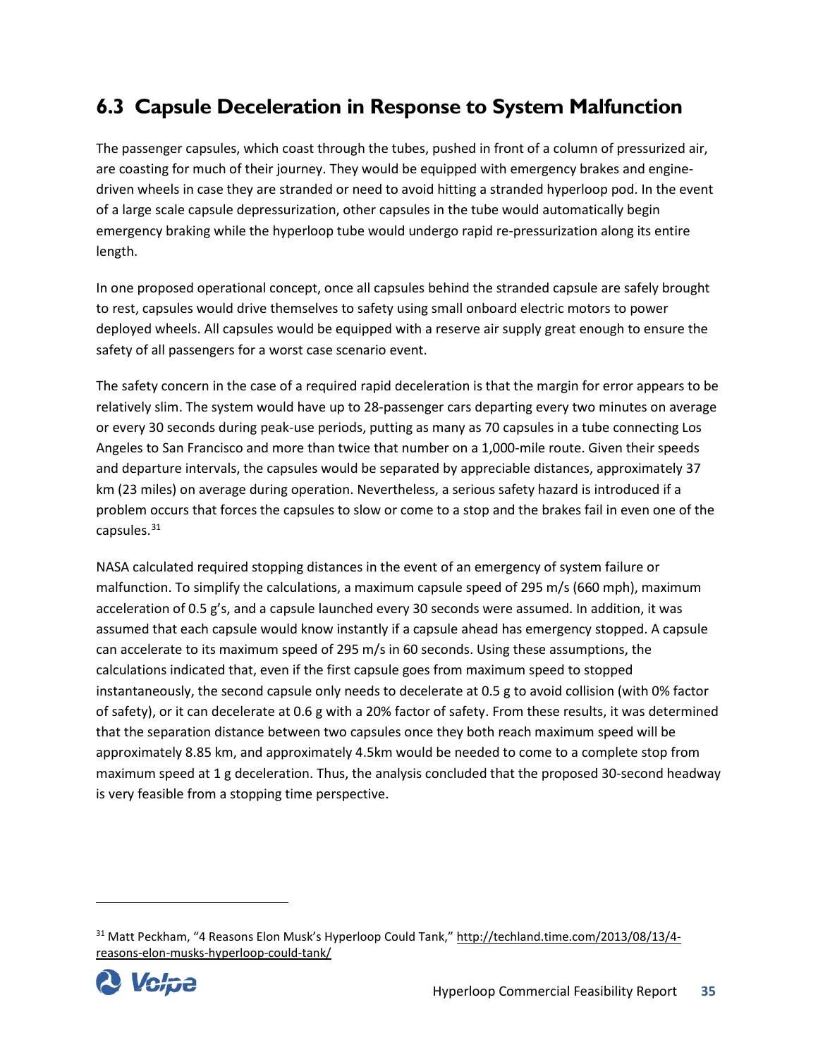## 6.3 Capsule Deceleration in Response to System Malfunction

The passenger capsules, which coast through the tubes, pushed in front of a column of pressurized air, are coasting for much of their journey. They would be equipped with emergency brakes and engine-driven wheels in case they are stranded or need to avoid hitting a stranded hyperloop pod. In the event of a large scale capsule depressurization, other capsules in the tube would automatically begin emergency braking while the hyperloop tube would undergo rapid re-pressurization along its entire length.

In one proposed operational concept, once all capsules behind the stranded capsule are safely brought to rest, capsules would drive themselves to safety using small onboard electric motors to power deployed wheels. All capsules would be equipped with a reserve air supply great enough to ensure the safety of all passengers for a worst case scenario event.

The safety concern in the case of a required rapid deceleration is that the margin for error appears to be relatively slim. The system would have up to 28-passenger cars departing every two minutes on average or every 30 seconds during peak-use periods, putting as many as 70 capsules in a tube connecting Los Angeles to San Francisco and more than twice that number on a 1,000-mile route. Given their speeds and departure intervals, the capsules would be separated by appreciable distances, approximately 37 km (23 miles) on average during operation. Nevertheless, a serious safety hazard is introduced if a problem occurs that forces the capsules to slow or come to a stop and the brakes fail in even one of the capsules.[31]

NASA calculated required stopping distances in the event of an emergency of system failure or malfunction. To simplify the calculations, a maximum capsule speed of 295 m/s (660 mph), maximum acceleration of 0.5 g's, and a capsule launched every 30 seconds were assumed. In addition, it was assumed that each capsule would know instantly if a capsule ahead has emergency stopped. A capsule can accelerate to its maximum speed of 295 m/s in 60 seconds. Using these assumptions, the calculations indicated that, even if the first capsule goes from maximum speed to stopped instantaneously, the second capsule only needs to decelerate at 0.5 g to avoid collision (with 0% factor of safety), or it can decelerate at 0.6 g with a 20% factor of safety. From these results, it was determined that the separation distance between two capsules once they both reach maximum speed will be approximately 8.85 km, and approximately 4.5km would be needed to come to a complete stop from maximum speed at 1 g deceleration. Thus, the analysis concluded that the proposed 30-second headway is very feasible from a stopping time perspective.

[31] Matt Peckham, "4 Reasons Elon Musk's Hyperloop Could Tank," http://techland.time.com/2013/08/13/4-reasons-elon-musks-hyperloop-could-tank/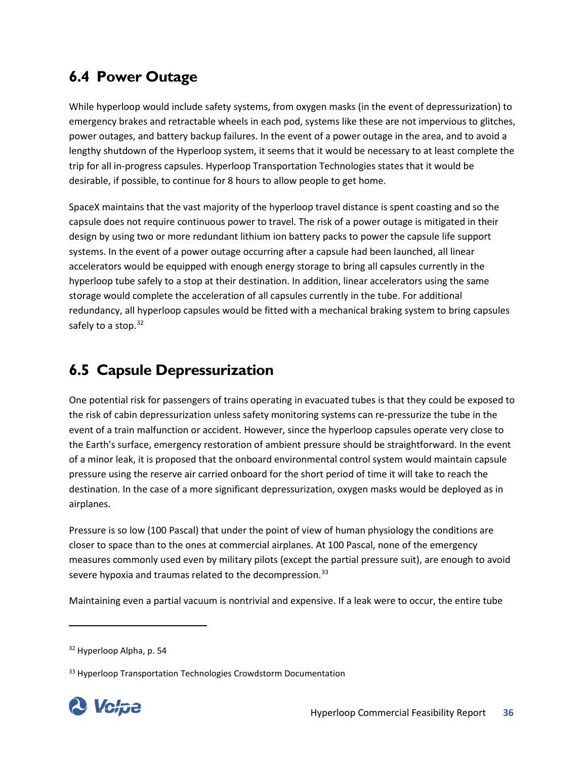## 6.4 Power Outage

While hyperloop would include safety systems, from oxygen masks (in the event of depressurization) to emergency brakes and retractable wheels in each pod, systems like these are not impervious to glitches, power outages, and battery backup failures. In the event of a power outage in the area, and to avoid a lengthy shutdown of the Hyperloop system, it seems that it would be necessary to at least complete the trip for all in-progress capsules. Hyperloop Transportation Technologies states that it would be desirable, if possible, to continue for 8 hours to allow people to get home.

SpaceX maintains that the vast majority of the hyperloop travel distance is spent coasting and so the capsule does not require continuous power to travel. The risk of a power outage is mitigated in their design by using two or more redundant lithium ion battery packs to power the capsule life support systems. In the event of a power outage occurring after a capsule had been launched, all linear accelerators would be equipped with enough energy storage to bring all capsules currently in the hyperloop tube safely to a stop at their destination. In addition, linear accelerators using the same storage would complete the acceleration of all capsules currently in the tube. For additional redundancy, all hyperloop capsules would be fitted with a mechanical braking system to bring capsules safely to a stop.[32]

## 6.5 Capsule Depressurization

One potential risk for passengers of trains operating in evacuated tubes is that they could be exposed to the risk of cabin depressurization unless safety monitoring systems can re-pressurize the tube in the event of a train malfunction or accident. However, since the hyperloop capsules operate very close to the Earth's surface, emergency restoration of ambient pressure should be straightforward. In the event of a minor leak, it is proposed that the onboard environmental control system would maintain capsule pressure using the reserve air carried onboard for the short period of time it will take to reach the destination. In the case of a more significant depressurization, oxygen masks would be deployed as in airplanes.

Pressure is so low (100 Pascal) that under the point of view of human physiology the conditions are closer to space than to the ones at commercial airplanes. At 100 Pascal, none of the emergency measures commonly used even by military pilots (except the partial pressure suit), are enough to avoid severe hypoxia and traumas related to the decompression.[33]

Maintaining even a partial vacuum is nontrivial and expensive. If a leak were to occur, the entire tube

---

[32] Hyperloop Alpha, p. 54

[33] Hyperloop Transportation Technologies Crowdstorm Documentation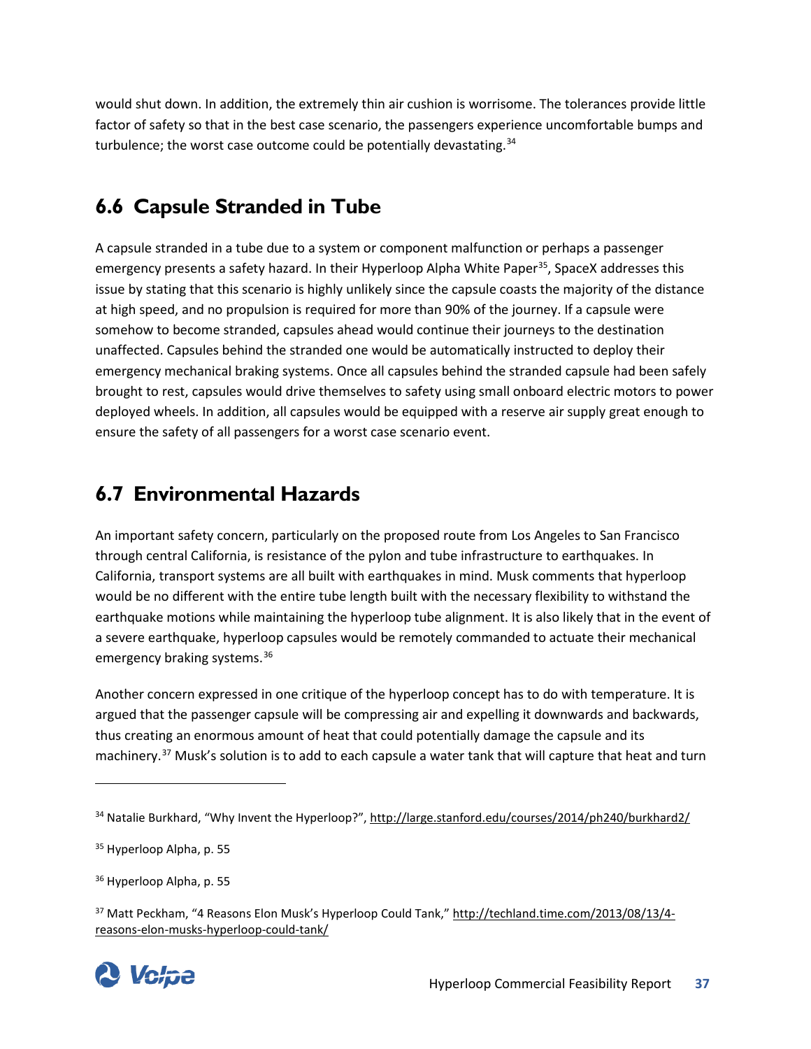would shut down. In addition, the extremely thin air cushion is worrisome. The tolerances provide little factor of safety so that in the best case scenario, the passengers experience uncomfortable bumps and turbulence; the worst case outcome could be potentially devastating.[34]

## 6.6 Capsule Stranded in Tube

A capsule stranded in a tube due to a system or component malfunction or perhaps a passenger emergency presents a safety hazard. In their Hyperloop Alpha White Paper[35], SpaceX addresses this issue by stating that this scenario is highly unlikely since the capsule coasts the majority of the distance at high speed, and no propulsion is required for more than 90% of the journey. If a capsule were somehow to become stranded, capsules ahead would continue their journeys to the destination unaffected. Capsules behind the stranded one would be automatically instructed to deploy their emergency mechanical braking systems. Once all capsules behind the stranded capsule had been safely brought to rest, capsules would drive themselves to safety using small onboard electric motors to power deployed wheels. In addition, all capsules would be equipped with a reserve air supply great enough to ensure the safety of all passengers for a worst case scenario event.

## 6.7 Environmental Hazards

An important safety concern, particularly on the proposed route from Los Angeles to San Francisco through central California, is resistance of the pylon and tube infrastructure to earthquakes. In California, transport systems are all built with earthquakes in mind. Musk comments that hyperloop would be no different with the entire tube length built with the necessary flexibility to withstand the earthquake motions while maintaining the hyperloop tube alignment. It is also likely that in the event of a severe earthquake, hyperloop capsules would be remotely commanded to actuate their mechanical emergency braking systems.[36]

Another concern expressed in one critique of the hyperloop concept has to do with temperature. It is argued that the passenger capsule will be compressing air and expelling it downwards and backwards, thus creating an enormous amount of heat that could potentially damage the capsule and its machinery.[37] Musk's solution is to add to each capsule a water tank that will capture that heat and turn

---

[34] Natalie Burkhard, "Why Invent the Hyperloop?", http://large.stanford.edu/courses/2014/ph240/burkhard2/

[35] Hyperloop Alpha, p. 55

[36] Hyperloop Alpha, p. 55

[37] Matt Peckham, "4 Reasons Elon Musk's Hyperloop Could Tank," http://techland.time.com/2013/08/13/4-reasons-elon-musks-hyperloop-could-tank/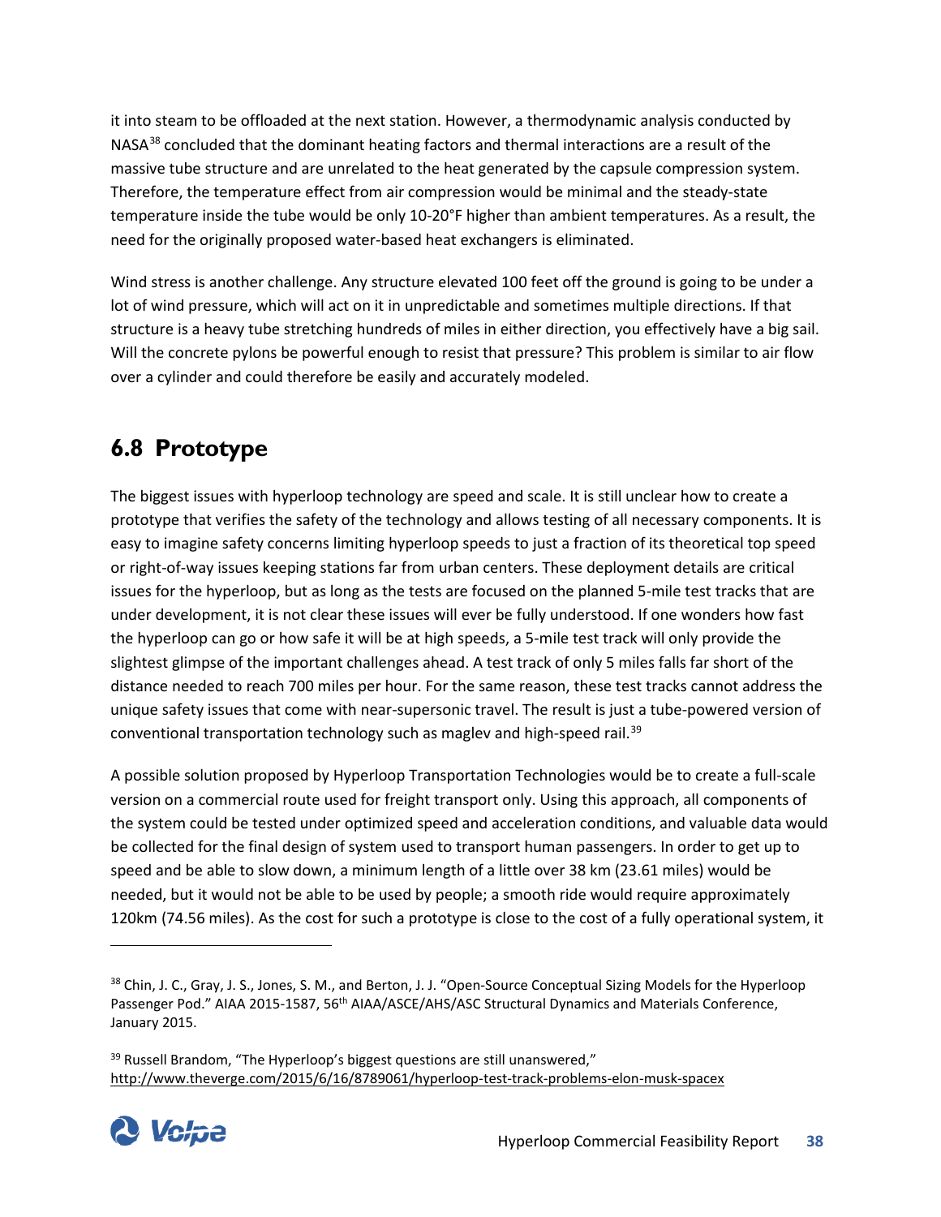it into steam to be offloaded at the next station. However, a thermodynamic analysis conducted by NASA[38] concluded that the dominant heating factors and thermal interactions are a result of the massive tube structure and are unrelated to the heat generated by the capsule compression system. Therefore, the temperature effect from air compression would be minimal and the steady-state temperature inside the tube would be only 10-20°F higher than ambient temperatures. As a result, the need for the originally proposed water-based heat exchangers is eliminated.

Wind stress is another challenge. Any structure elevated 100 feet off the ground is going to be under a lot of wind pressure, which will act on it in unpredictable and sometimes multiple directions. If that structure is a heavy tube stretching hundreds of miles in either direction, you effectively have a big sail. Will the concrete pylons be powerful enough to resist that pressure? This problem is similar to air flow over a cylinder and could therefore be easily and accurately modeled.

## 6.8 Prototype

The biggest issues with hyperloop technology are speed and scale. It is still unclear how to create a prototype that verifies the safety of the technology and allows testing of all necessary components. It is easy to imagine safety concerns limiting hyperloop speeds to just a fraction of its theoretical top speed or right-of-way issues keeping stations far from urban centers. These deployment details are critical issues for the hyperloop, but as long as the tests are focused on the planned 5-mile test tracks that are under development, it is not clear these issues will ever be fully understood. If one wonders how fast the hyperloop can go or how safe it will be at high speeds, a 5-mile test track will only provide the slightest glimpse of the important challenges ahead. A test track of only 5 miles falls far short of the distance needed to reach 700 miles per hour. For the same reason, these test tracks cannot address the unique safety issues that come with near-supersonic travel. The result is just a tube-powered version of conventional transportation technology such as maglev and high-speed rail.[39]

A possible solution proposed by Hyperloop Transportation Technologies would be to create a full-scale version on a commercial route used for freight transport only. Using this approach, all components of the system could be tested under optimized speed and acceleration conditions, and valuable data would be collected for the final design of system used to transport human passengers. In order to get up to speed and be able to slow down, a minimum length of a little over 38 km (23.61 miles) would be needed, but it would not be able to be used by people; a smooth ride would require approximately 120km (74.56 miles). As the cost for such a prototype is close to the cost of a fully operational system, it

---

[38] Chin, J. C., Gray, J. S., Jones, S. M., and Berton, J. J. "Open-Source Conceptual Sizing Models for the Hyperloop Passenger Pod." AIAA 2015-1587, 56th AIAA/ASCE/AHS/ASC Structural Dynamics and Materials Conference, January 2015.

[39] Russell Brandom, "The Hyperloop's biggest questions are still unanswered," http://www.theverge.com/2015/6/16/8789061/hyperloop-test-track-problems-elon-musk-spacex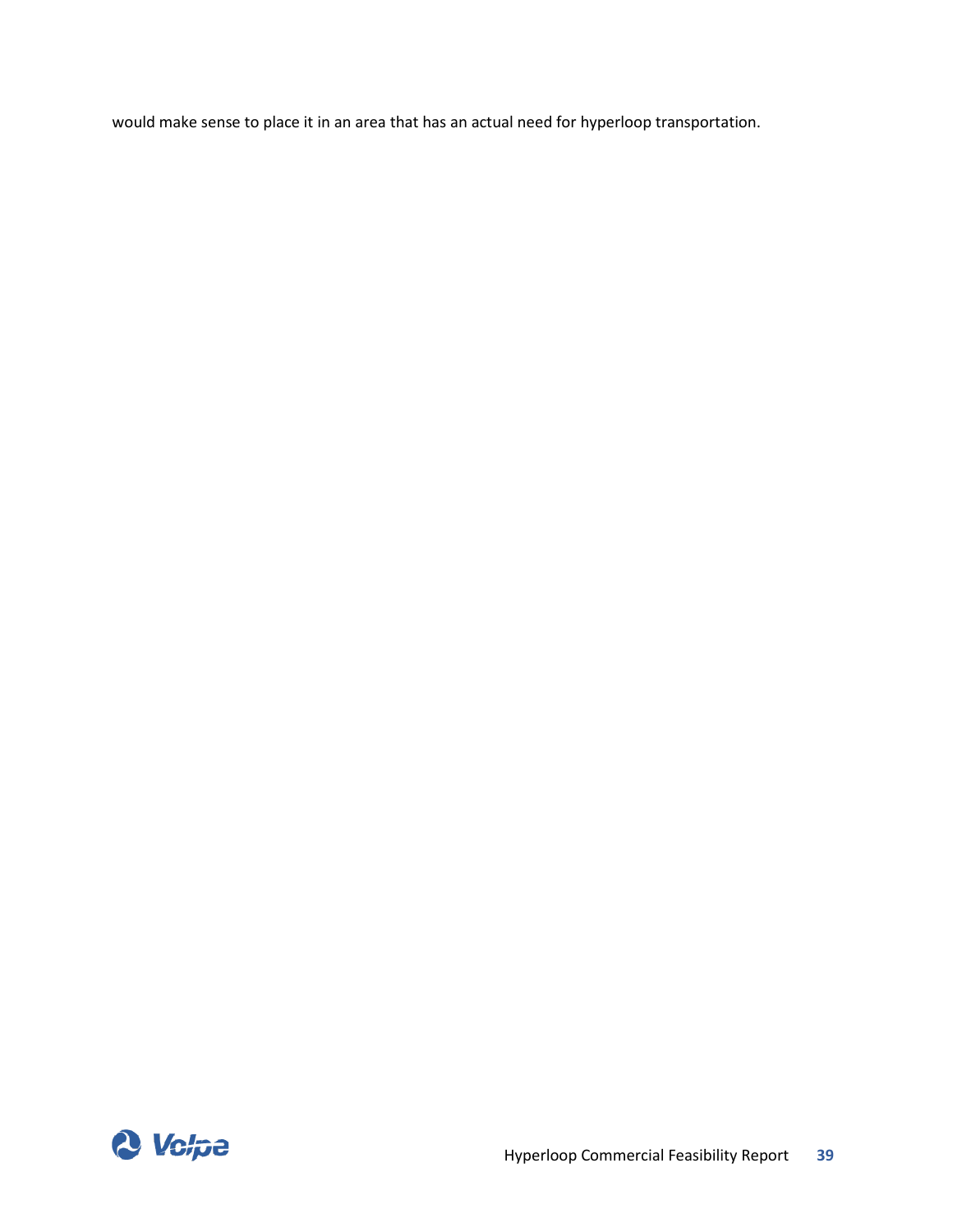would make sense to place it in an area that has an actual need for hyperloop transportation.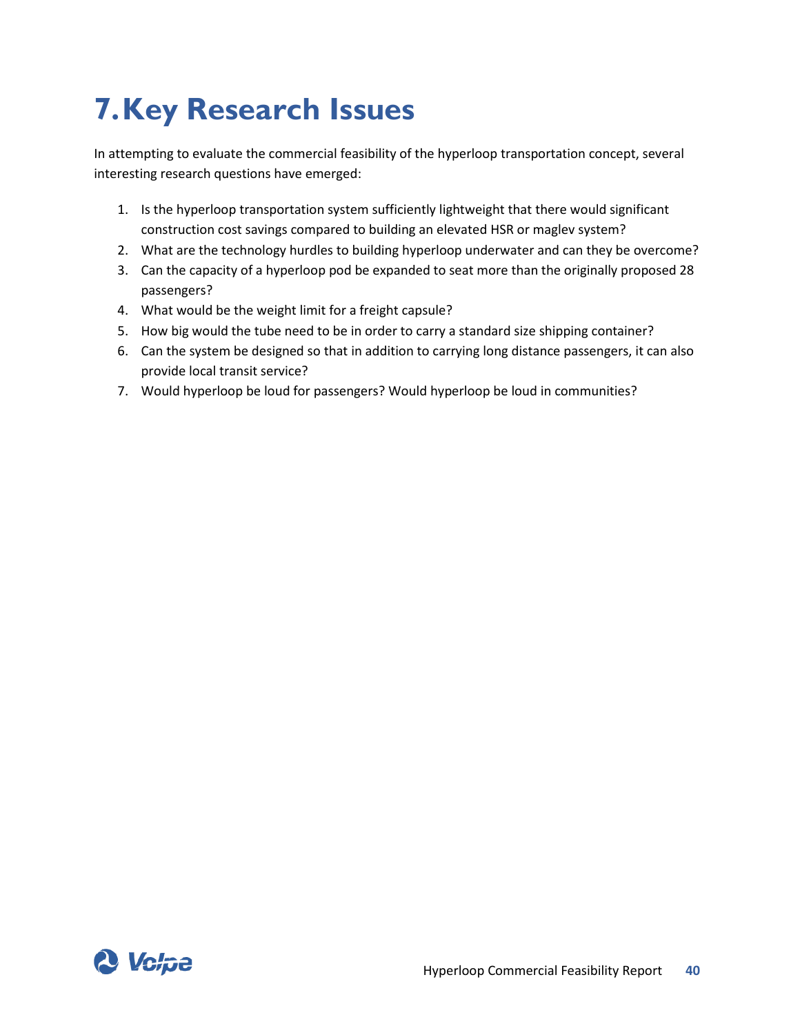# 7. Key Research Issues

In attempting to evaluate the commercial feasibility of the hyperloop transportation concept, several interesting research questions have emerged:

1. Is the hyperloop transportation system sufficiently lightweight that there would significant construction cost savings compared to building an elevated HSR or maglev system?
2. What are the technology hurdles to building hyperloop underwater and can they be overcome?
3. Can the capacity of a hyperloop pod be expanded to seat more than the originally proposed 28 passengers?
4. What would be the weight limit for a freight capsule?
5. How big would the tube need to be in order to carry a standard size shipping container?
6. Can the system be designed so that in addition to carrying long distance passengers, it can also provide local transit service?
7. Would hyperloop be loud for passengers? Would hyperloop be loud in communities?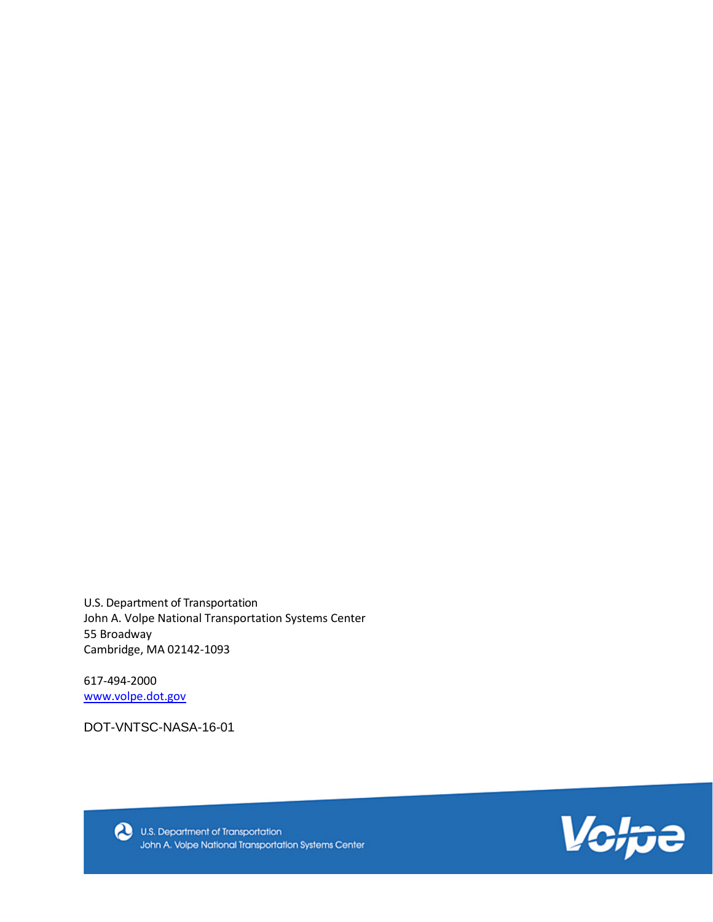U.S. Department of Transportation
John A. Volpe National Transportation Systems Center
55 Broadway
Cambridge, MA 02142-1093

617-494-2000
www.volpe.dot.gov

DOT-VNTSC-NASA-16-01

U.S. Department of Transportation
John A. Volpe National Transportation Systems Center

Volpe